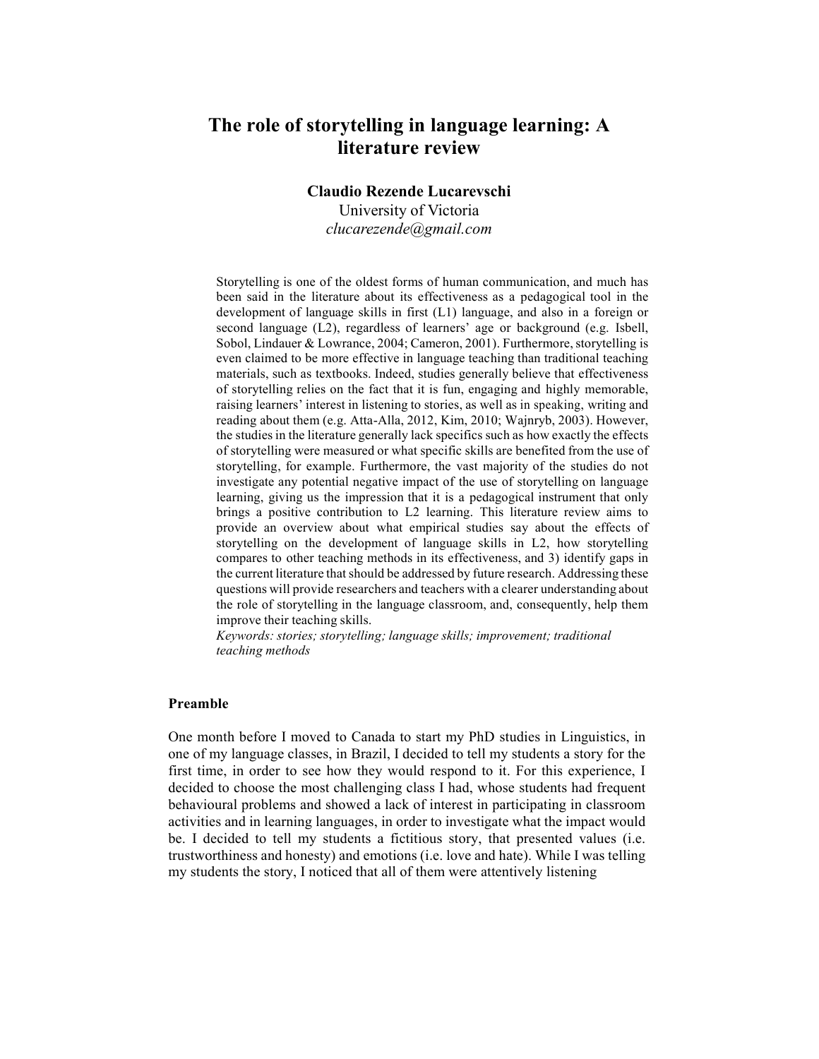# The role of storytelling in language learning: A literature review

**Claudio Rezende Lucarevschi**
University of Victoria
*clucarezende@gmail.com*

Storytelling is one of the oldest forms of human communication, and much has been said in the literature about its effectiveness as a pedagogical tool in the development of language skills in first (L1) language, and also in a foreign or second language (L2), regardless of learners' age or background (e.g. Isbell, Sobol, Lindauer & Lowrance, 2004; Cameron, 2001). Furthermore, storytelling is even claimed to be more effective in language teaching than traditional teaching materials, such as textbooks. Indeed, studies generally believe that effectiveness of storytelling relies on the fact that it is fun, engaging and highly memorable, raising learners' interest in listening to stories, as well as in speaking, writing and reading about them (e.g. Atta-Alla, 2012, Kim, 2010; Wajnryb, 2003). However, the studies in the literature generally lack specifics such as how exactly the effects of storytelling were measured or what specific skills are benefited from the use of storytelling, for example. Furthermore, the vast majority of the studies do not investigate any potential negative impact of the use of storytelling on language learning, giving us the impression that it is a pedagogical instrument that only brings a positive contribution to L2 learning. This literature review aims to provide an overview about what empirical studies say about the effects of storytelling on the development of language skills in L2, how storytelling compares to other teaching methods in its effectiveness, and 3) identify gaps in the current literature that should be addressed by future research. Addressing these questions will provide researchers and teachers with a clearer understanding about the role of storytelling in the language classroom, and, consequently, help them improve their teaching skills.

*Keywords: stories; storytelling; language skills; improvement; traditional teaching methods*

## Preamble

One month before I moved to Canada to start my PhD studies in Linguistics, in one of my language classes, in Brazil, I decided to tell my students a story for the first time, in order to see how they would respond to it. For this experience, I decided to choose the most challenging class I had, whose students had frequent behavioural problems and showed a lack of interest in participating in classroom activities and in learning languages, in order to investigate what the impact would be. I decided to tell my students a fictitious story, that presented values (i.e. trustworthiness and honesty) and emotions (i.e. love and hate). While I was telling my students the story, I noticed that all of them were attentively listening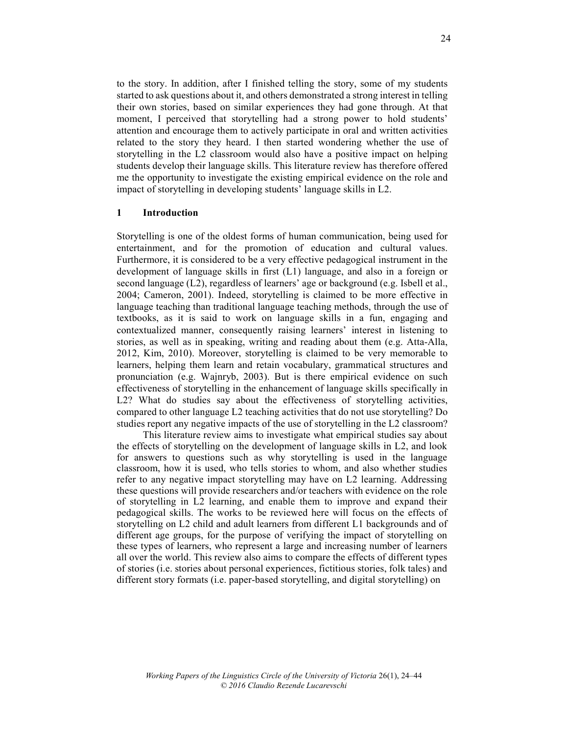to the story. In addition, after I finished telling the story, some of my students started to ask questions about it, and others demonstrated a strong interest in telling their own stories, based on similar experiences they had gone through. At that moment, I perceived that storytelling had a strong power to hold students' attention and encourage them to actively participate in oral and written activities related to the story they heard. I then started wondering whether the use of storytelling in the L2 classroom would also have a positive impact on helping students develop their language skills. This literature review has therefore offered me the opportunity to investigate the existing empirical evidence on the role and impact of storytelling in developing students' language skills in L2.

## 1 Introduction

Storytelling is one of the oldest forms of human communication, being used for entertainment, and for the promotion of education and cultural values. Furthermore, it is considered to be a very effective pedagogical instrument in the development of language skills in first (L1) language, and also in a foreign or second language (L2), regardless of learners' age or background (e.g. Isbell et al., 2004; Cameron, 2001). Indeed, storytelling is claimed to be more effective in language teaching than traditional language teaching methods, through the use of textbooks, as it is said to work on language skills in a fun, engaging and contextualized manner, consequently raising learners' interest in listening to stories, as well as in speaking, writing and reading about them (e.g. Atta-Alla, 2012, Kim, 2010). Moreover, storytelling is claimed to be very memorable to learners, helping them learn and retain vocabulary, grammatical structures and pronunciation (e.g. Wajnryb, 2003). But is there empirical evidence on such effectiveness of storytelling in the enhancement of language skills specifically in L2? What do studies say about the effectiveness of storytelling activities, compared to other language L2 teaching activities that do not use storytelling? Do studies report any negative impacts of the use of storytelling in the L2 classroom?

This literature review aims to investigate what empirical studies say about the effects of storytelling on the development of language skills in L2, and look for answers to questions such as why storytelling is used in the language classroom, how it is used, who tells stories to whom, and also whether studies refer to any negative impact storytelling may have on L2 learning. Addressing these questions will provide researchers and/or teachers with evidence on the role of storytelling in L2 learning, and enable them to improve and expand their pedagogical skills. The works to be reviewed here will focus on the effects of storytelling on L2 child and adult learners from different L1 backgrounds and of different age groups, for the purpose of verifying the impact of storytelling on these types of learners, who represent a large and increasing number of learners all over the world. This review also aims to compare the effects of different types of stories (i.e. stories about personal experiences, fictitious stories, folk tales) and different story formats (i.e. paper-based storytelling, and digital storytelling) on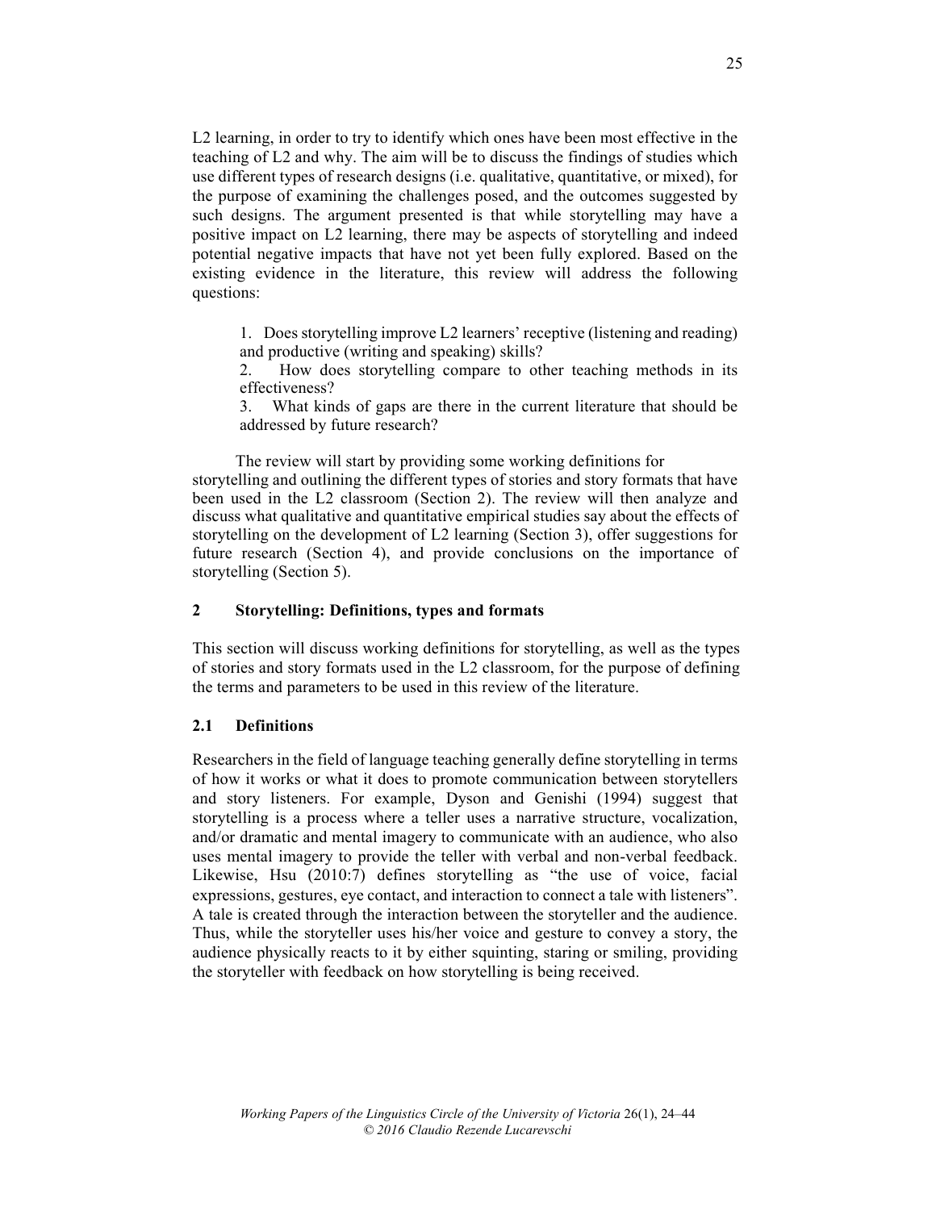L2 learning, in order to try to identify which ones have been most effective in the teaching of L2 and why. The aim will be to discuss the findings of studies which use different types of research designs (i.e. qualitative, quantitative, or mixed), for the purpose of examining the challenges posed, and the outcomes suggested by such designs. The argument presented is that while storytelling may have a positive impact on L2 learning, there may be aspects of storytelling and indeed potential negative impacts that have not yet been fully explored. Based on the existing evidence in the literature, this review will address the following questions:

1. Does storytelling improve L2 learners' receptive (listening and reading) and productive (writing and speaking) skills?
2. How does storytelling compare to other teaching methods in its effectiveness?
3. What kinds of gaps are there in the current literature that should be addressed by future research?

The review will start by providing some working definitions for storytelling and outlining the different types of stories and story formats that have been used in the L2 classroom (Section 2). The review will then analyze and discuss what qualitative and quantitative empirical studies say about the effects of storytelling on the development of L2 learning (Section 3), offer suggestions for future research (Section 4), and provide conclusions on the importance of storytelling (Section 5).

## 2 Storytelling: Definitions, types and formats

This section will discuss working definitions for storytelling, as well as the types of stories and story formats used in the L2 classroom, for the purpose of defining the terms and parameters to be used in this review of the literature.

### 2.1 Definitions

Researchers in the field of language teaching generally define storytelling in terms of how it works or what it does to promote communication between storytellers and story listeners. For example, Dyson and Genishi (1994) suggest that storytelling is a process where a teller uses a narrative structure, vocalization, and/or dramatic and mental imagery to communicate with an audience, who also uses mental imagery to provide the teller with verbal and non-verbal feedback. Likewise, Hsu (2010:7) defines storytelling as "the use of voice, facial expressions, gestures, eye contact, and interaction to connect a tale with listeners". A tale is created through the interaction between the storyteller and the audience. Thus, while the storyteller uses his/her voice and gesture to convey a story, the audience physically reacts to it by either squinting, staring or smiling, providing the storyteller with feedback on how storytelling is being received.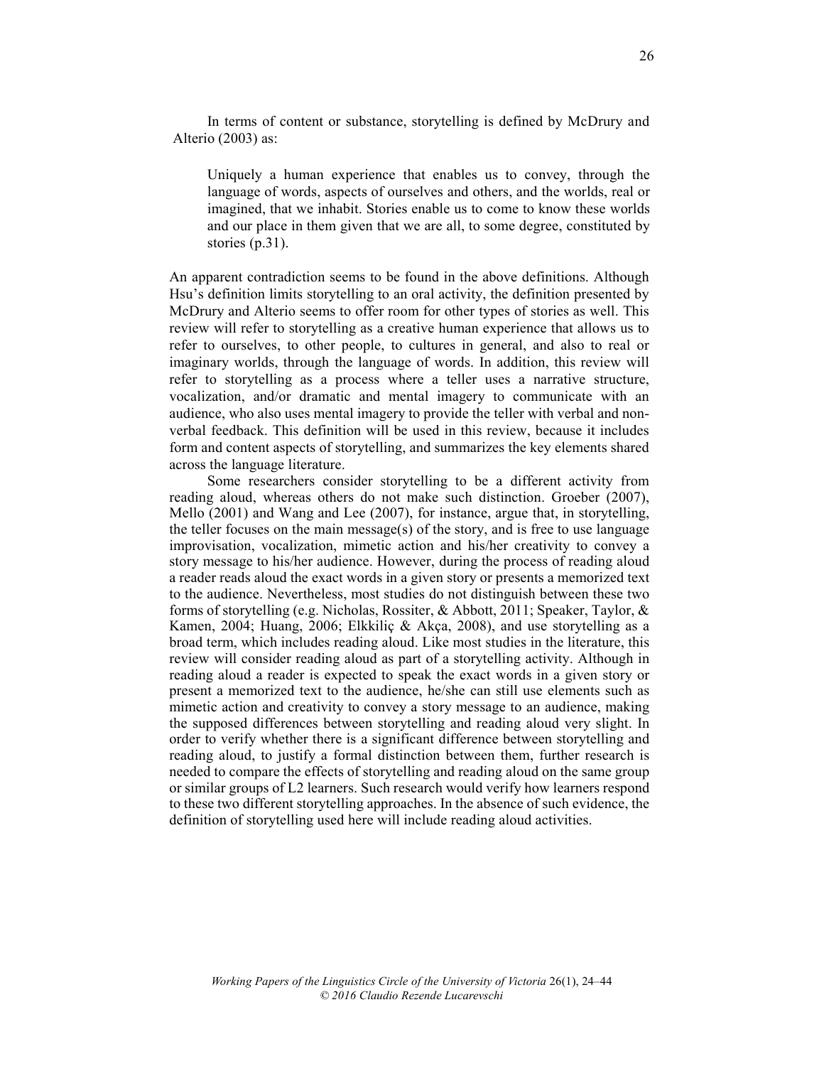In terms of content or substance, storytelling is defined by McDrury and Alterio (2003) as:

> Uniquely a human experience that enables us to convey, through the language of words, aspects of ourselves and others, and the worlds, real or imagined, that we inhabit. Stories enable us to come to know these worlds and our place in them given that we are all, to some degree, constituted by stories (p.31).

An apparent contradiction seems to be found in the above definitions. Although Hsu's definition limits storytelling to an oral activity, the definition presented by McDrury and Alterio seems to offer room for other types of stories as well. This review will refer to storytelling as a creative human experience that allows us to refer to ourselves, to other people, to cultures in general, and also to real or imaginary worlds, through the language of words. In addition, this review will refer to storytelling as a process where a teller uses a narrative structure, vocalization, and/or dramatic and mental imagery to communicate with an audience, who also uses mental imagery to provide the teller with verbal and non-verbal feedback. This definition will be used in this review, because it includes form and content aspects of storytelling, and summarizes the key elements shared across the language literature.

Some researchers consider storytelling to be a different activity from reading aloud, whereas others do not make such distinction. Groeber (2007), Mello (2001) and Wang and Lee (2007), for instance, argue that, in storytelling, the teller focuses on the main message(s) of the story, and is free to use language improvisation, vocalization, mimetic action and his/her creativity to convey a story message to his/her audience. However, during the process of reading aloud a reader reads aloud the exact words in a given story or presents a memorized text to the audience. Nevertheless, most studies do not distinguish between these two forms of storytelling (e.g. Nicholas, Rossiter, & Abbott, 2011; Speaker, Taylor, & Kamen, 2004; Huang, 2006; Elkkiliç & Akça, 2008), and use storytelling as a broad term, which includes reading aloud. Like most studies in the literature, this review will consider reading aloud as part of a storytelling activity. Although in reading aloud a reader is expected to speak the exact words in a given story or present a memorized text to the audience, he/she can still use elements such as mimetic action and creativity to convey a story message to an audience, making the supposed differences between storytelling and reading aloud very slight. In order to verify whether there is a significant difference between storytelling and reading aloud, to justify a formal distinction between them, further research is needed to compare the effects of storytelling and reading aloud on the same group or similar groups of L2 learners. Such research would verify how learners respond to these two different storytelling approaches. In the absence of such evidence, the definition of storytelling used here will include reading aloud activities.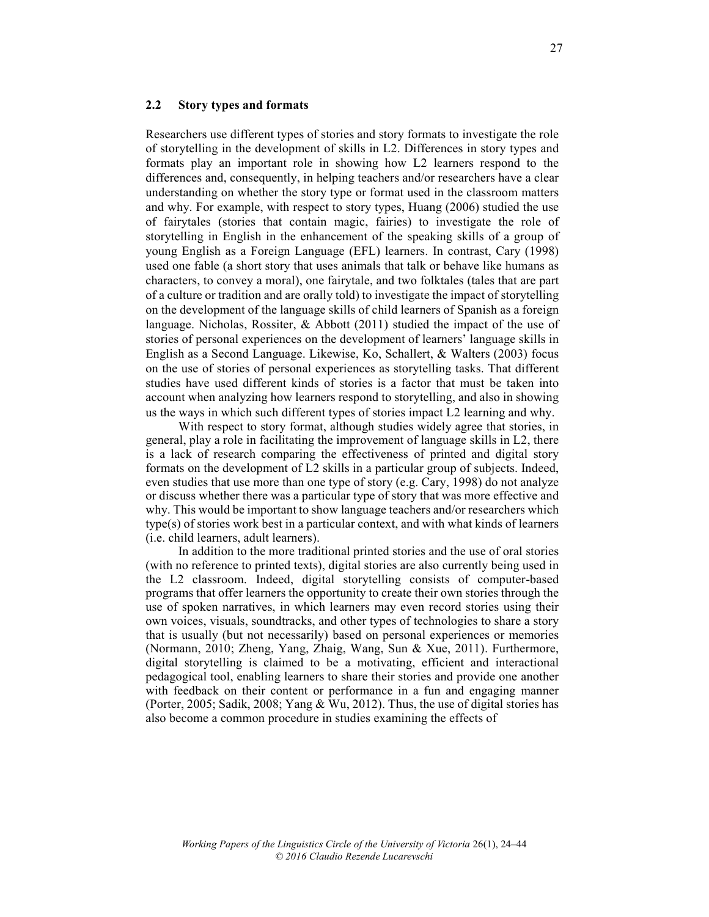## 2.2 Story types and formats

Researchers use different types of stories and story formats to investigate the role of storytelling in the development of skills in L2. Differences in story types and formats play an important role in showing how L2 learners respond to the differences and, consequently, in helping teachers and/or researchers have a clear understanding on whether the story type or format used in the classroom matters and why. For example, with respect to story types, Huang (2006) studied the use of fairytales (stories that contain magic, fairies) to investigate the role of storytelling in English in the enhancement of the speaking skills of a group of young English as a Foreign Language (EFL) learners. In contrast, Cary (1998) used one fable (a short story that uses animals that talk or behave like humans as characters, to convey a moral), one fairytale, and two folktales (tales that are part of a culture or tradition and are orally told) to investigate the impact of storytelling on the development of the language skills of child learners of Spanish as a foreign language. Nicholas, Rossiter, & Abbott (2011) studied the impact of the use of stories of personal experiences on the development of learners' language skills in English as a Second Language. Likewise, Ko, Schallert, & Walters (2003) focus on the use of stories of personal experiences as storytelling tasks. That different studies have used different kinds of stories is a factor that must be taken into account when analyzing how learners respond to storytelling, and also in showing us the ways in which such different types of stories impact L2 learning and why.

With respect to story format, although studies widely agree that stories, in general, play a role in facilitating the improvement of language skills in L2, there is a lack of research comparing the effectiveness of printed and digital story formats on the development of L2 skills in a particular group of subjects. Indeed, even studies that use more than one type of story (e.g. Cary, 1998) do not analyze or discuss whether there was a particular type of story that was more effective and why. This would be important to show language teachers and/or researchers which type(s) of stories work best in a particular context, and with what kinds of learners (i.e. child learners, adult learners).

In addition to the more traditional printed stories and the use of oral stories (with no reference to printed texts), digital stories are also currently being used in the L2 classroom. Indeed, digital storytelling consists of computer-based programs that offer learners the opportunity to create their own stories through the use of spoken narratives, in which learners may even record stories using their own voices, visuals, soundtracks, and other types of technologies to share a story that is usually (but not necessarily) based on personal experiences or memories (Normann, 2010; Zheng, Yang, Zhaig, Wang, Sun & Xue, 2011). Furthermore, digital storytelling is claimed to be a motivating, efficient and interactional pedagogical tool, enabling learners to share their stories and provide one another with feedback on their content or performance in a fun and engaging manner (Porter, 2005; Sadik, 2008; Yang & Wu, 2012). Thus, the use of digital stories has also become a common procedure in studies examining the effects of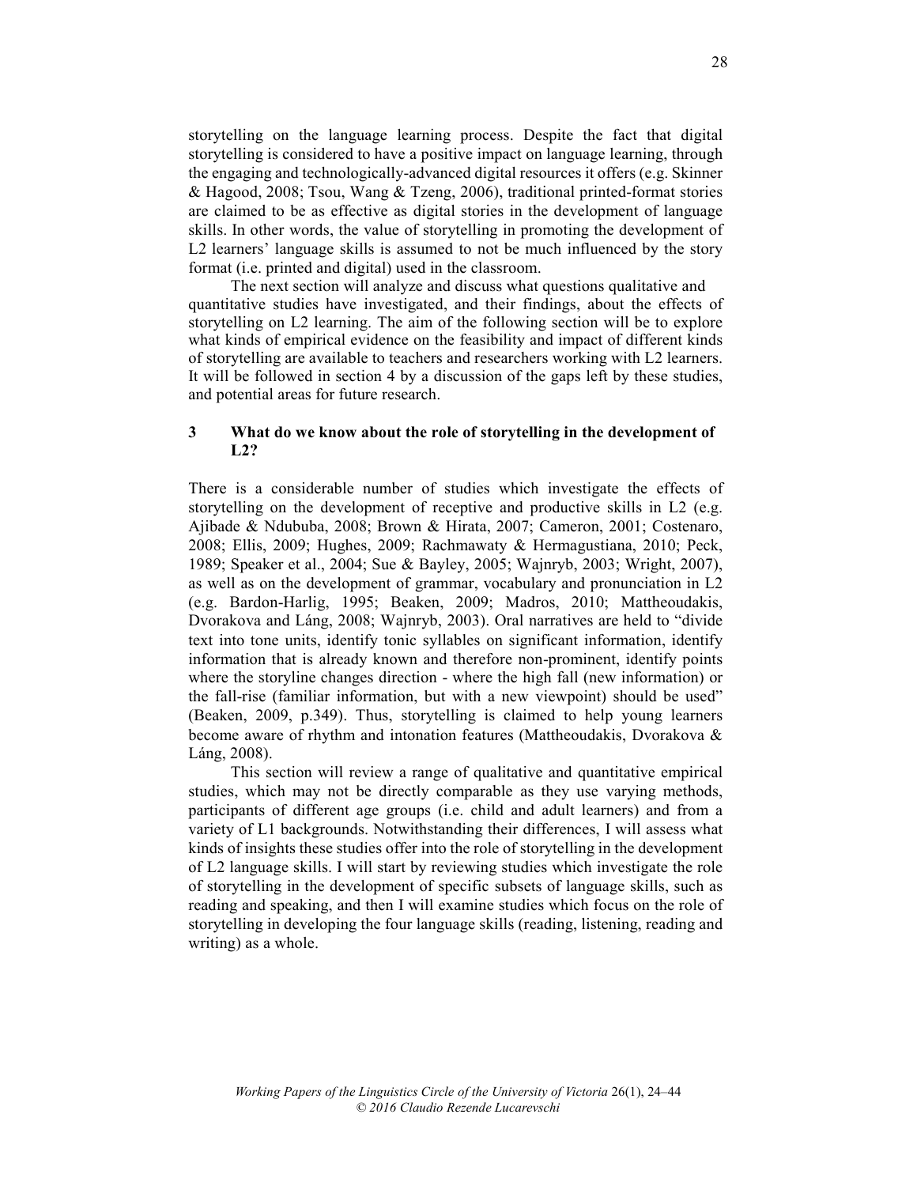storytelling on the language learning process. Despite the fact that digital storytelling is considered to have a positive impact on language learning, through the engaging and technologically-advanced digital resources it offers (e.g. Skinner & Hagood, 2008; Tsou, Wang & Tzeng, 2006), traditional printed-format stories are claimed to be as effective as digital stories in the development of language skills. In other words, the value of storytelling in promoting the development of L2 learners' language skills is assumed to not be much influenced by the story format (i.e. printed and digital) used in the classroom.

The next section will analyze and discuss what questions qualitative and quantitative studies have investigated, and their findings, about the effects of storytelling on L2 learning. The aim of the following section will be to explore what kinds of empirical evidence on the feasibility and impact of different kinds of storytelling are available to teachers and researchers working with L2 learners. It will be followed in section 4 by a discussion of the gaps left by these studies, and potential areas for future research.

## 3 What do we know about the role of storytelling in the development of L2?

There is a considerable number of studies which investigate the effects of storytelling on the development of receptive and productive skills in L2 (e.g. Ajibade & Ndububa, 2008; Brown & Hirata, 2007; Cameron, 2001; Costenaro, 2008; Ellis, 2009; Hughes, 2009; Rachmawaty & Hermagustiana, 2010; Peck, 1989; Speaker et al., 2004; Sue & Bayley, 2005; Wajnryb, 2003; Wright, 2007), as well as on the development of grammar, vocabulary and pronunciation in L2 (e.g. Bardon-Harlig, 1995; Beaken, 2009; Madros, 2010; Mattheoudakis, Dvorakova and Láng, 2008; Wajnryb, 2003). Oral narratives are held to "divide text into tone units, identify tonic syllables on significant information, identify information that is already known and therefore non-prominent, identify points where the storyline changes direction - where the high fall (new information) or the fall-rise (familiar information, but with a new viewpoint) should be used" (Beaken, 2009, p.349). Thus, storytelling is claimed to help young learners become aware of rhythm and intonation features (Mattheoudakis, Dvorakova & Láng, 2008).

This section will review a range of qualitative and quantitative empirical studies, which may not be directly comparable as they use varying methods, participants of different age groups (i.e. child and adult learners) and from a variety of L1 backgrounds. Notwithstanding their differences, I will assess what kinds of insights these studies offer into the role of storytelling in the development of L2 language skills. I will start by reviewing studies which investigate the role of storytelling in the development of specific subsets of language skills, such as reading and speaking, and then I will examine studies which focus on the role of storytelling in developing the four language skills (reading, listening, reading and writing) as a whole.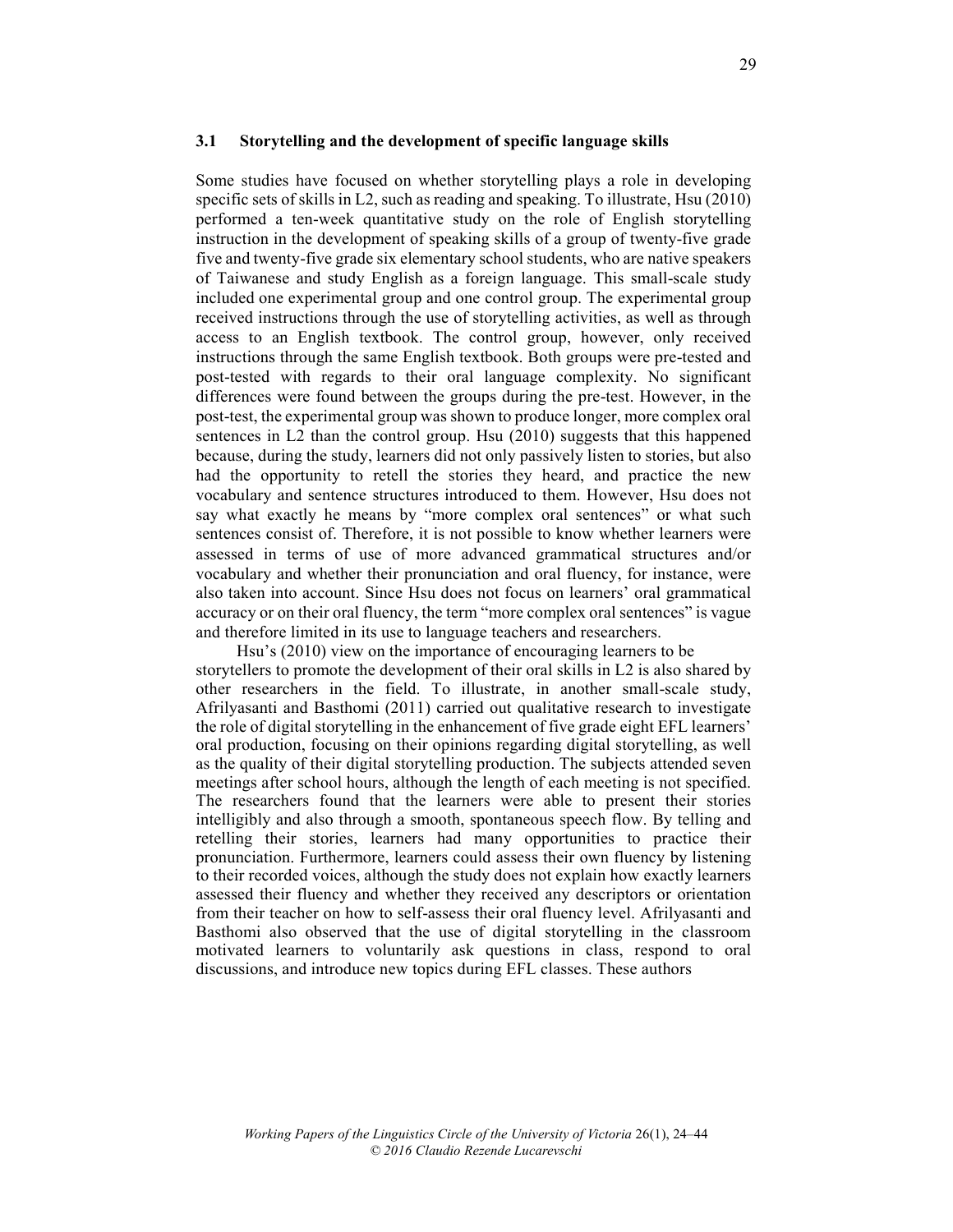### 3.1 Storytelling and the development of specific language skills

Some studies have focused on whether storytelling plays a role in developing specific sets of skills in L2, such as reading and speaking. To illustrate, Hsu (2010) performed a ten-week quantitative study on the role of English storytelling instruction in the development of speaking skills of a group of twenty-five grade five and twenty-five grade six elementary school students, who are native speakers of Taiwanese and study English as a foreign language. This small-scale study included one experimental group and one control group. The experimental group received instructions through the use of storytelling activities, as well as through access to an English textbook. The control group, however, only received instructions through the same English textbook. Both groups were pre-tested and post-tested with regards to their oral language complexity. No significant differences were found between the groups during the pre-test. However, in the post-test, the experimental group was shown to produce longer, more complex oral sentences in L2 than the control group. Hsu (2010) suggests that this happened because, during the study, learners did not only passively listen to stories, but also had the opportunity to retell the stories they heard, and practice the new vocabulary and sentence structures introduced to them. However, Hsu does not say what exactly he means by "more complex oral sentences" or what such sentences consist of. Therefore, it is not possible to know whether learners were assessed in terms of use of more advanced grammatical structures and/or vocabulary and whether their pronunciation and oral fluency, for instance, were also taken into account. Since Hsu does not focus on learners' oral grammatical accuracy or on their oral fluency, the term "more complex oral sentences" is vague and therefore limited in its use to language teachers and researchers.

Hsu's (2010) view on the importance of encouraging learners to be storytellers to promote the development of their oral skills in L2 is also shared by other researchers in the field. To illustrate, in another small-scale study, Afrilyasanti and Basthomi (2011) carried out qualitative research to investigate the role of digital storytelling in the enhancement of five grade eight EFL learners' oral production, focusing on their opinions regarding digital storytelling, as well as the quality of their digital storytelling production. The subjects attended seven meetings after school hours, although the length of each meeting is not specified. The researchers found that the learners were able to present their stories intelligibly and also through a smooth, spontaneous speech flow. By telling and retelling their stories, learners had many opportunities to practice their pronunciation. Furthermore, learners could assess their own fluency by listening to their recorded voices, although the study does not explain how exactly learners assessed their fluency and whether they received any descriptors or orientation from their teacher on how to self-assess their oral fluency level. Afrilyasanti and Basthomi also observed that the use of digital storytelling in the classroom motivated learners to voluntarily ask questions in class, respond to oral discussions, and introduce new topics during EFL classes. These authors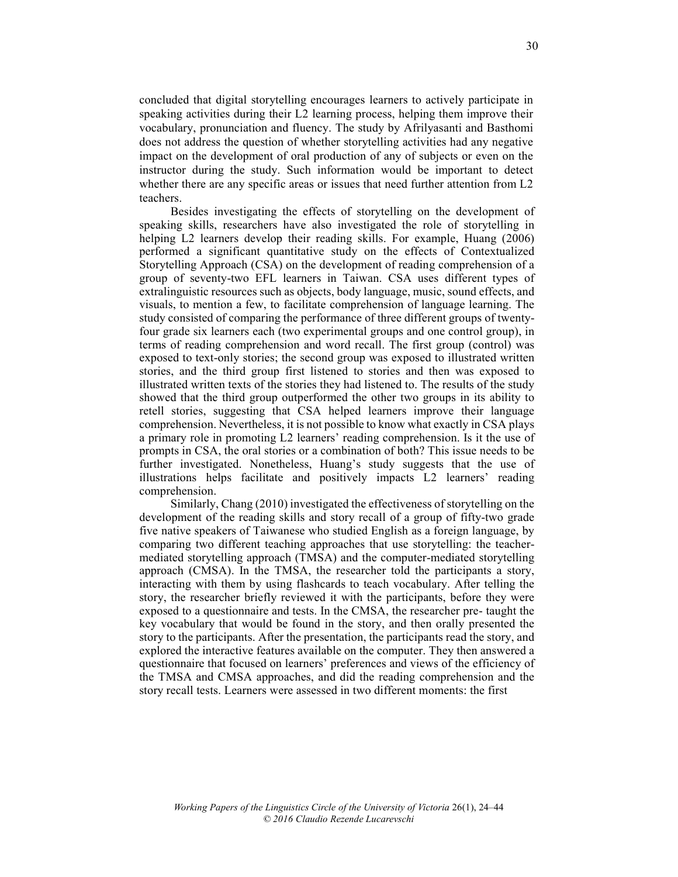concluded that digital storytelling encourages learners to actively participate in speaking activities during their L2 learning process, helping them improve their vocabulary, pronunciation and fluency. The study by Afrilyasanti and Basthomi does not address the question of whether storytelling activities had any negative impact on the development of oral production of any of subjects or even on the instructor during the study. Such information would be important to detect whether there are any specific areas or issues that need further attention from L2 teachers.

Besides investigating the effects of storytelling on the development of speaking skills, researchers have also investigated the role of storytelling in helping L2 learners develop their reading skills. For example, Huang (2006) performed a significant quantitative study on the effects of Contextualized Storytelling Approach (CSA) on the development of reading comprehension of a group of seventy-two EFL learners in Taiwan. CSA uses different types of extralinguistic resources such as objects, body language, music, sound effects, and visuals, to mention a few, to facilitate comprehension of language learning. The study consisted of comparing the performance of three different groups of twenty-four grade six learners each (two experimental groups and one control group), in terms of reading comprehension and word recall. The first group (control) was exposed to text-only stories; the second group was exposed to illustrated written stories, and the third group first listened to stories and then was exposed to illustrated written texts of the stories they had listened to. The results of the study showed that the third group outperformed the other two groups in its ability to retell stories, suggesting that CSA helped learners improve their language comprehension. Nevertheless, it is not possible to know what exactly in CSA plays a primary role in promoting L2 learners' reading comprehension. Is it the use of prompts in CSA, the oral stories or a combination of both? This issue needs to be further investigated. Nonetheless, Huang's study suggests that the use of illustrations helps facilitate and positively impacts L2 learners' reading comprehension.

Similarly, Chang (2010) investigated the effectiveness of storytelling on the development of the reading skills and story recall of a group of fifty-two grade five native speakers of Taiwanese who studied English as a foreign language, by comparing two different teaching approaches that use storytelling: the teacher-mediated storytelling approach (TMSA) and the computer-mediated storytelling approach (CMSA). In the TMSA, the researcher told the participants a story, interacting with them by using flashcards to teach vocabulary. After telling the story, the researcher briefly reviewed it with the participants, before they were exposed to a questionnaire and tests. In the CMSA, the researcher pre- taught the key vocabulary that would be found in the story, and then orally presented the story to the participants. After the presentation, the participants read the story, and explored the interactive features available on the computer. They then answered a questionnaire that focused on learners' preferences and views of the efficiency of the TMSA and CMSA approaches, and did the reading comprehension and the story recall tests. Learners were assessed in two different moments: the first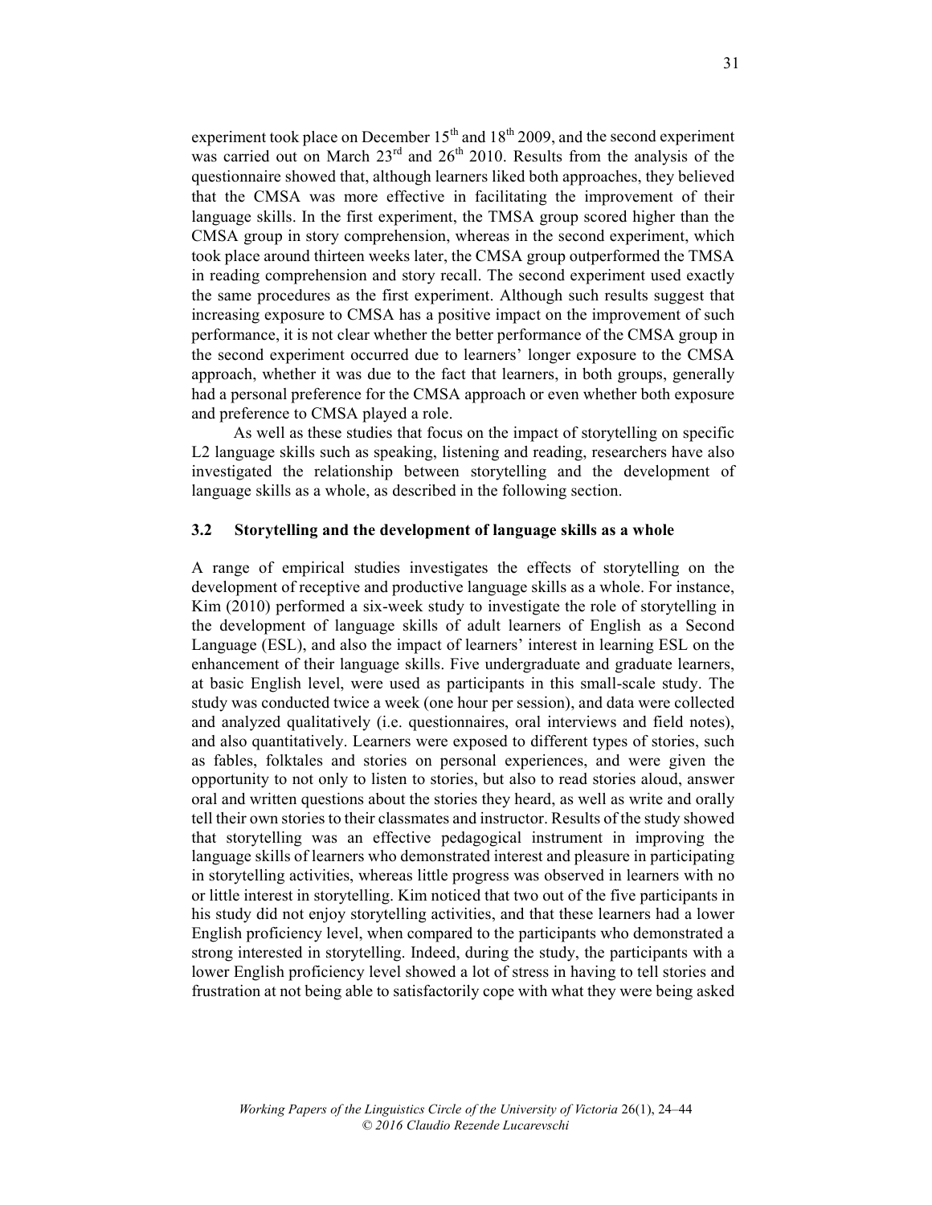experiment took place on December 15th and 18th 2009, and the second experiment was carried out on March 23rd and 26th 2010. Results from the analysis of the questionnaire showed that, although learners liked both approaches, they believed that the CMSA was more effective in facilitating the improvement of their language skills. In the first experiment, the TMSA group scored higher than the CMSA group in story comprehension, whereas in the second experiment, which took place around thirteen weeks later, the CMSA group outperformed the TMSA in reading comprehension and story recall. The second experiment used exactly the same procedures as the first experiment. Although such results suggest that increasing exposure to CMSA has a positive impact on the improvement of such performance, it is not clear whether the better performance of the CMSA group in the second experiment occurred due to learners' longer exposure to the CMSA approach, whether it was due to the fact that learners, in both groups, generally had a personal preference for the CMSA approach or even whether both exposure and preference to CMSA played a role.

As well as these studies that focus on the impact of storytelling on specific L2 language skills such as speaking, listening and reading, researchers have also investigated the relationship between storytelling and the development of language skills as a whole, as described in the following section.

### 3.2 Storytelling and the development of language skills as a whole

A range of empirical studies investigates the effects of storytelling on the development of receptive and productive language skills as a whole. For instance, Kim (2010) performed a six-week study to investigate the role of storytelling in the development of language skills of adult learners of English as a Second Language (ESL), and also the impact of learners' interest in learning ESL on the enhancement of their language skills. Five undergraduate and graduate learners, at basic English level, were used as participants in this small-scale study. The study was conducted twice a week (one hour per session), and data were collected and analyzed qualitatively (i.e. questionnaires, oral interviews and field notes), and also quantitatively. Learners were exposed to different types of stories, such as fables, folktales and stories on personal experiences, and were given the opportunity to not only to listen to stories, but also to read stories aloud, answer oral and written questions about the stories they heard, as well as write and orally tell their own stories to their classmates and instructor. Results of the study showed that storytelling was an effective pedagogical instrument in improving the language skills of learners who demonstrated interest and pleasure in participating in storytelling activities, whereas little progress was observed in learners with no or little interest in storytelling. Kim noticed that two out of the five participants in his study did not enjoy storytelling activities, and that these learners had a lower English proficiency level, when compared to the participants who demonstrated a strong interested in storytelling. Indeed, during the study, the participants with a lower English proficiency level showed a lot of stress in having to tell stories and frustration at not being able to satisfactorily cope with what they were being asked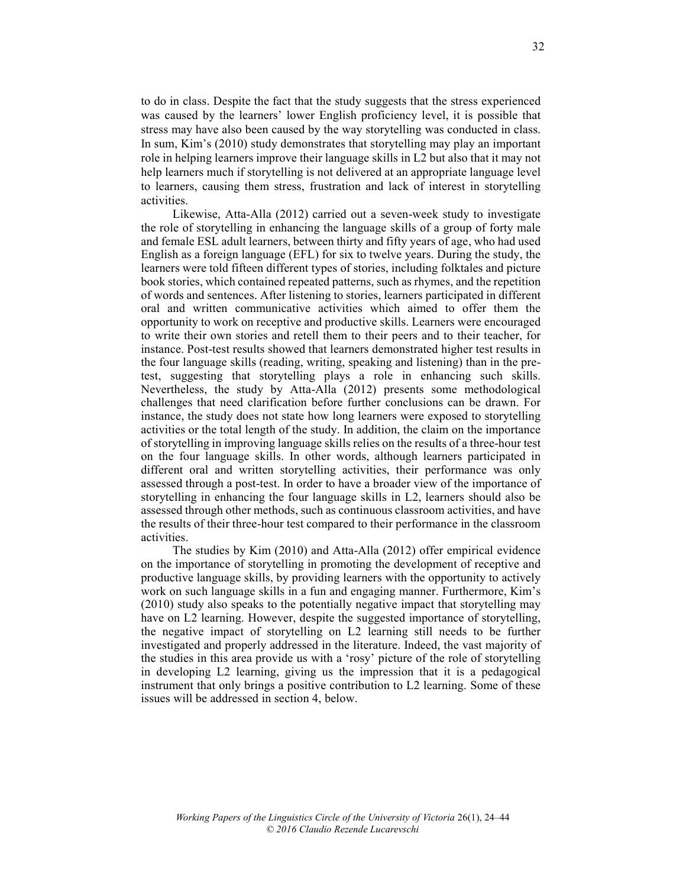to do in class. Despite the fact that the study suggests that the stress experienced was caused by the learners' lower English proficiency level, it is possible that stress may have also been caused by the way storytelling was conducted in class. In sum, Kim's (2010) study demonstrates that storytelling may play an important role in helping learners improve their language skills in L2 but also that it may not help learners much if storytelling is not delivered at an appropriate language level to learners, causing them stress, frustration and lack of interest in storytelling activities.

Likewise, Atta-Alla (2012) carried out a seven-week study to investigate the role of storytelling in enhancing the language skills of a group of forty male and female ESL adult learners, between thirty and fifty years of age, who had used English as a foreign language (EFL) for six to twelve years. During the study, the learners were told fifteen different types of stories, including folktales and picture book stories, which contained repeated patterns, such as rhymes, and the repetition of words and sentences. After listening to stories, learners participated in different oral and written communicative activities which aimed to offer them the opportunity to work on receptive and productive skills. Learners were encouraged to write their own stories and retell them to their peers and to their teacher, for instance. Post-test results showed that learners demonstrated higher test results in the four language skills (reading, writing, speaking and listening) than in the pre-test, suggesting that storytelling plays a role in enhancing such skills. Nevertheless, the study by Atta-Alla (2012) presents some methodological challenges that need clarification before further conclusions can be drawn. For instance, the study does not state how long learners were exposed to storytelling activities or the total length of the study. In addition, the claim on the importance of storytelling in improving language skills relies on the results of a three-hour test on the four language skills. In other words, although learners participated in different oral and written storytelling activities, their performance was only assessed through a post-test. In order to have a broader view of the importance of storytelling in enhancing the four language skills in L2, learners should also be assessed through other methods, such as continuous classroom activities, and have the results of their three-hour test compared to their performance in the classroom activities.

The studies by Kim (2010) and Atta-Alla (2012) offer empirical evidence on the importance of storytelling in promoting the development of receptive and productive language skills, by providing learners with the opportunity to actively work on such language skills in a fun and engaging manner. Furthermore, Kim's (2010) study also speaks to the potentially negative impact that storytelling may have on L2 learning. However, despite the suggested importance of storytelling, the negative impact of storytelling on L2 learning still needs to be further investigated and properly addressed in the literature. Indeed, the vast majority of the studies in this area provide us with a 'rosy' picture of the role of storytelling in developing L2 learning, giving us the impression that it is a pedagogical instrument that only brings a positive contribution to L2 learning. Some of these issues will be addressed in section 4, below.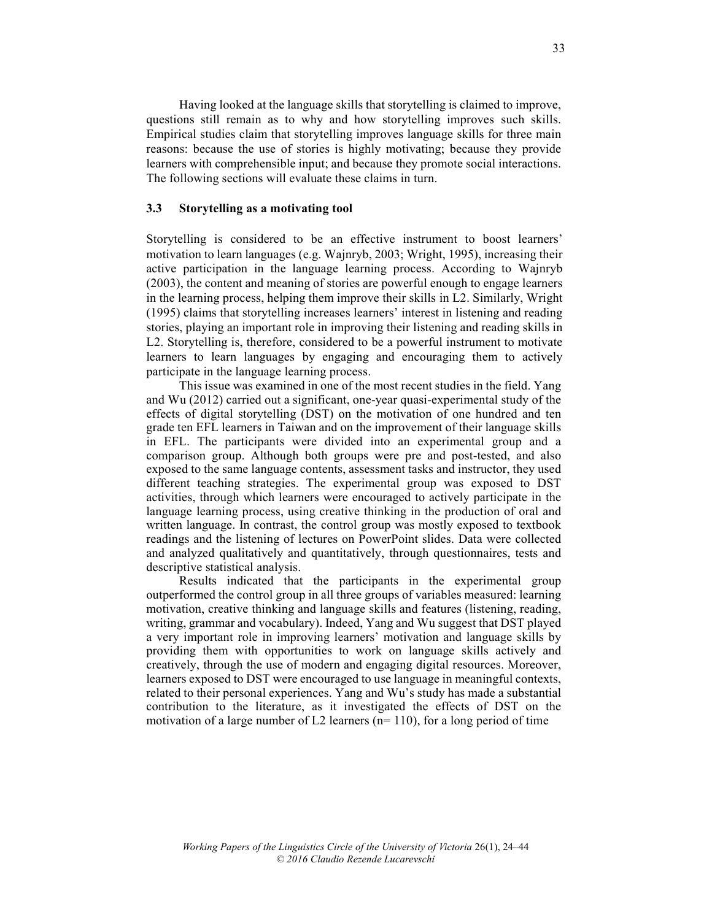Having looked at the language skills that storytelling is claimed to improve, questions still remain as to why and how storytelling improves such skills. Empirical studies claim that storytelling improves language skills for three main reasons: because the use of stories is highly motivating; because they provide learners with comprehensible input; and because they promote social interactions. The following sections will evaluate these claims in turn.

### 3.3 Storytelling as a motivating tool

Storytelling is considered to be an effective instrument to boost learners' motivation to learn languages (e.g. Wajnryb, 2003; Wright, 1995), increasing their active participation in the language learning process. According to Wajnryb (2003), the content and meaning of stories are powerful enough to engage learners in the learning process, helping them improve their skills in L2. Similarly, Wright (1995) claims that storytelling increases learners' interest in listening and reading stories, playing an important role in improving their listening and reading skills in L2. Storytelling is, therefore, considered to be a powerful instrument to motivate learners to learn languages by engaging and encouraging them to actively participate in the language learning process.

This issue was examined in one of the most recent studies in the field. Yang and Wu (2012) carried out a significant, one-year quasi-experimental study of the effects of digital storytelling (DST) on the motivation of one hundred and ten grade ten EFL learners in Taiwan and on the improvement of their language skills in EFL. The participants were divided into an experimental group and a comparison group. Although both groups were pre and post-tested, and also exposed to the same language contents, assessment tasks and instructor, they used different teaching strategies. The experimental group was exposed to DST activities, through which learners were encouraged to actively participate in the language learning process, using creative thinking in the production of oral and written language. In contrast, the control group was mostly exposed to textbook readings and the listening of lectures on PowerPoint slides. Data were collected and analyzed qualitatively and quantitatively, through questionnaires, tests and descriptive statistical analysis.

Results indicated that the participants in the experimental group outperformed the control group in all three groups of variables measured: learning motivation, creative thinking and language skills and features (listening, reading, writing, grammar and vocabulary). Indeed, Yang and Wu suggest that DST played a very important role in improving learners' motivation and language skills by providing them with opportunities to work on language skills actively and creatively, through the use of modern and engaging digital resources. Moreover, learners exposed to DST were encouraged to use language in meaningful contexts, related to their personal experiences. Yang and Wu's study has made a substantial contribution to the literature, as it investigated the effects of DST on the motivation of a large number of L2 learners (n= 110), for a long period of time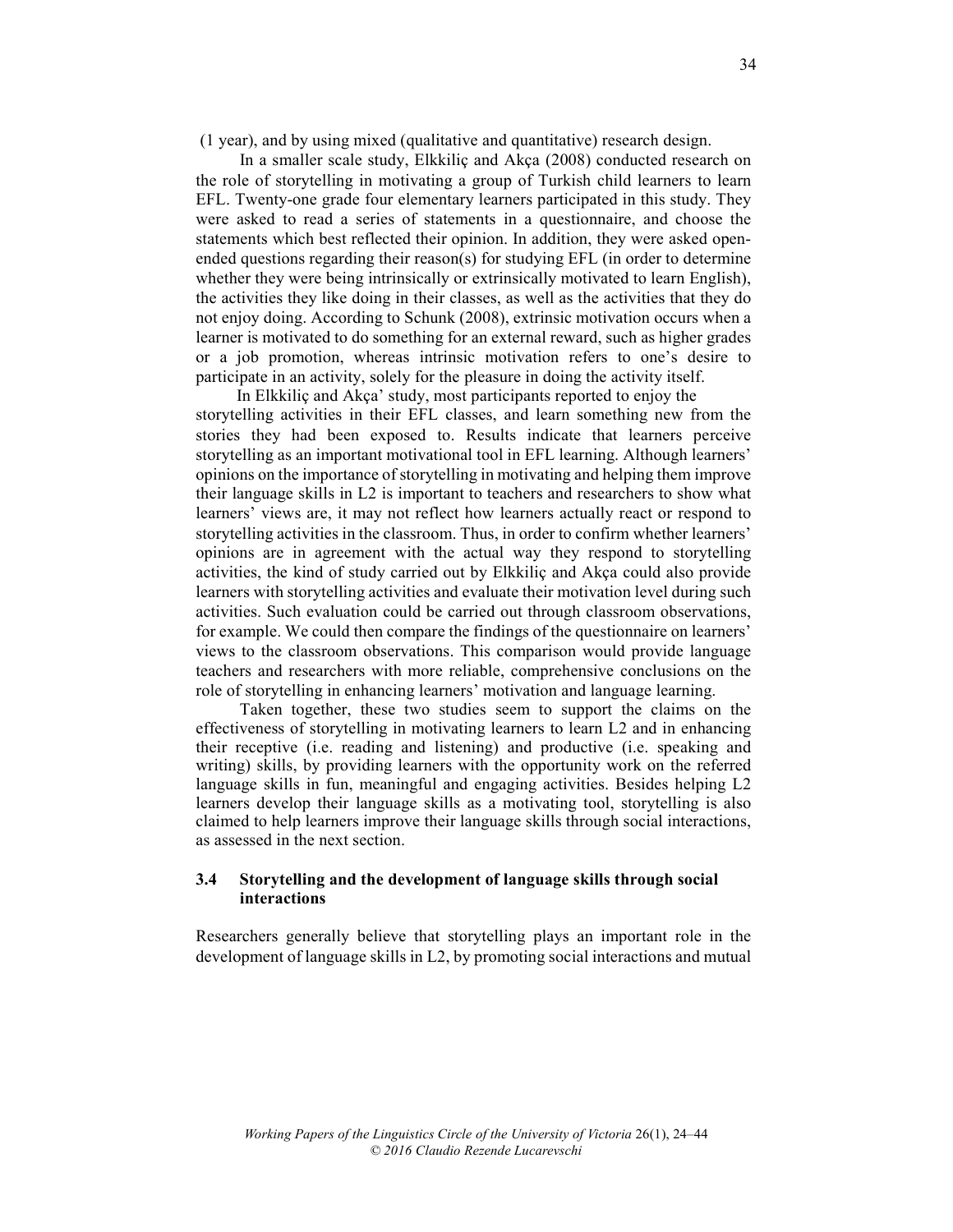(1 year), and by using mixed (qualitative and quantitative) research design.

In a smaller scale study, Elkkiliç and Akça (2008) conducted research on the role of storytelling in motivating a group of Turkish child learners to learn EFL. Twenty-one grade four elementary learners participated in this study. They were asked to read a series of statements in a questionnaire, and choose the statements which best reflected their opinion. In addition, they were asked open-ended questions regarding their reason(s) for studying EFL (in order to determine whether they were being intrinsically or extrinsically motivated to learn English), the activities they like doing in their classes, as well as the activities that they do not enjoy doing. According to Schunk (2008), extrinsic motivation occurs when a learner is motivated to do something for an external reward, such as higher grades or a job promotion, whereas intrinsic motivation refers to one's desire to participate in an activity, solely for the pleasure in doing the activity itself.

In Elkkiliç and Akça' study, most participants reported to enjoy the storytelling activities in their EFL classes, and learn something new from the stories they had been exposed to. Results indicate that learners perceive storytelling as an important motivational tool in EFL learning. Although learners' opinions on the importance of storytelling in motivating and helping them improve their language skills in L2 is important to teachers and researchers to show what learners' views are, it may not reflect how learners actually react or respond to storytelling activities in the classroom. Thus, in order to confirm whether learners' opinions are in agreement with the actual way they respond to storytelling activities, the kind of study carried out by Elkkiliç and Akça could also provide learners with storytelling activities and evaluate their motivation level during such activities. Such evaluation could be carried out through classroom observations, for example. We could then compare the findings of the questionnaire on learners' views to the classroom observations. This comparison would provide language teachers and researchers with more reliable, comprehensive conclusions on the role of storytelling in enhancing learners' motivation and language learning.

Taken together, these two studies seem to support the claims on the effectiveness of storytelling in motivating learners to learn L2 and in enhancing their receptive (i.e. reading and listening) and productive (i.e. speaking and writing) skills, by providing learners with the opportunity work on the referred language skills in fun, meaningful and engaging activities. Besides helping L2 learners develop their language skills as a motivating tool, storytelling is also claimed to help learners improve their language skills through social interactions, as assessed in the next section.

### 3.4 Storytelling and the development of language skills through social interactions

Researchers generally believe that storytelling plays an important role in the development of language skills in L2, by promoting social interactions and mutual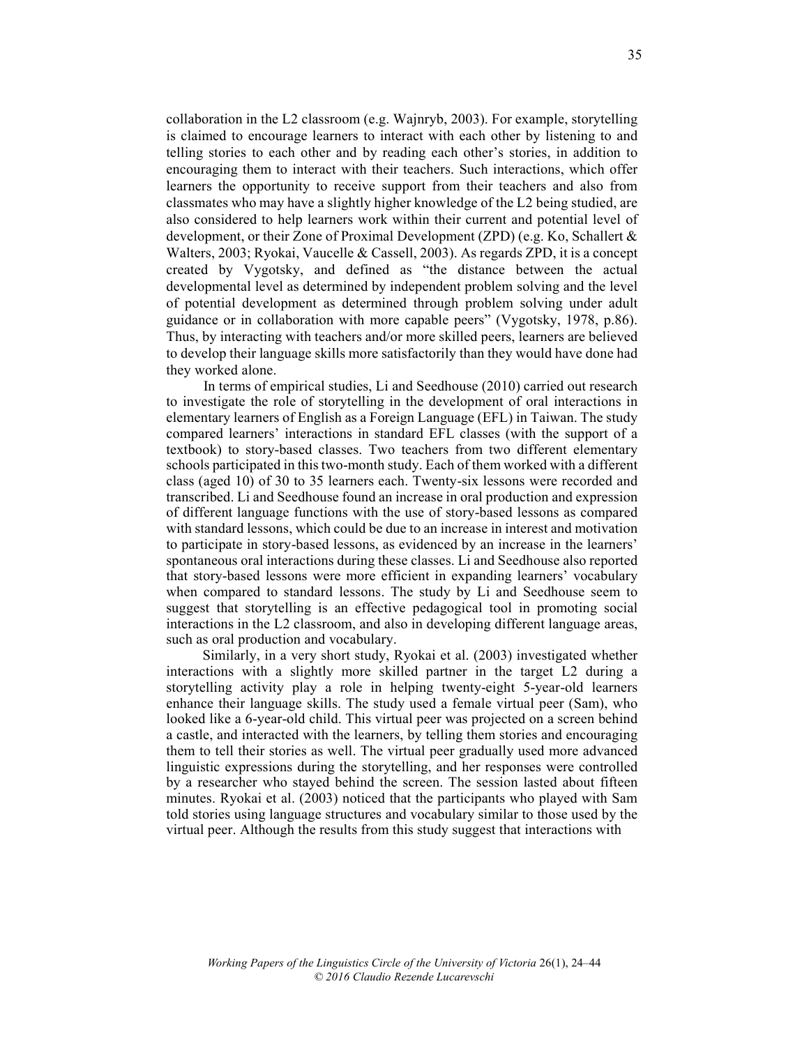collaboration in the L2 classroom (e.g. Wajnryb, 2003). For example, storytelling is claimed to encourage learners to interact with each other by listening to and telling stories to each other and by reading each other's stories, in addition to encouraging them to interact with their teachers. Such interactions, which offer learners the opportunity to receive support from their teachers and also from classmates who may have a slightly higher knowledge of the L2 being studied, are also considered to help learners work within their current and potential level of development, or their Zone of Proximal Development (ZPD) (e.g. Ko, Schallert & Walters, 2003; Ryokai, Vaucelle & Cassell, 2003). As regards ZPD, it is a concept created by Vygotsky, and defined as "the distance between the actual developmental level as determined by independent problem solving and the level of potential development as determined through problem solving under adult guidance or in collaboration with more capable peers" (Vygotsky, 1978, p.86). Thus, by interacting with teachers and/or more skilled peers, learners are believed to develop their language skills more satisfactorily than they would have done had they worked alone.

In terms of empirical studies, Li and Seedhouse (2010) carried out research to investigate the role of storytelling in the development of oral interactions in elementary learners of English as a Foreign Language (EFL) in Taiwan. The study compared learners' interactions in standard EFL classes (with the support of a textbook) to story-based classes. Two teachers from two different elementary schools participated in this two-month study. Each of them worked with a different class (aged 10) of 30 to 35 learners each. Twenty-six lessons were recorded and transcribed. Li and Seedhouse found an increase in oral production and expression of different language functions with the use of story-based lessons as compared with standard lessons, which could be due to an increase in interest and motivation to participate in story-based lessons, as evidenced by an increase in the learners' spontaneous oral interactions during these classes. Li and Seedhouse also reported that story-based lessons were more efficient in expanding learners' vocabulary when compared to standard lessons. The study by Li and Seedhouse seem to suggest that storytelling is an effective pedagogical tool in promoting social interactions in the L2 classroom, and also in developing different language areas, such as oral production and vocabulary.

Similarly, in a very short study, Ryokai et al. (2003) investigated whether interactions with a slightly more skilled partner in the target L2 during a storytelling activity play a role in helping twenty-eight 5-year-old learners enhance their language skills. The study used a female virtual peer (Sam), who looked like a 6-year-old child. This virtual peer was projected on a screen behind a castle, and interacted with the learners, by telling them stories and encouraging them to tell their stories as well. The virtual peer gradually used more advanced linguistic expressions during the storytelling, and her responses were controlled by a researcher who stayed behind the screen. The session lasted about fifteen minutes. Ryokai et al. (2003) noticed that the participants who played with Sam told stories using language structures and vocabulary similar to those used by the virtual peer. Although the results from this study suggest that interactions with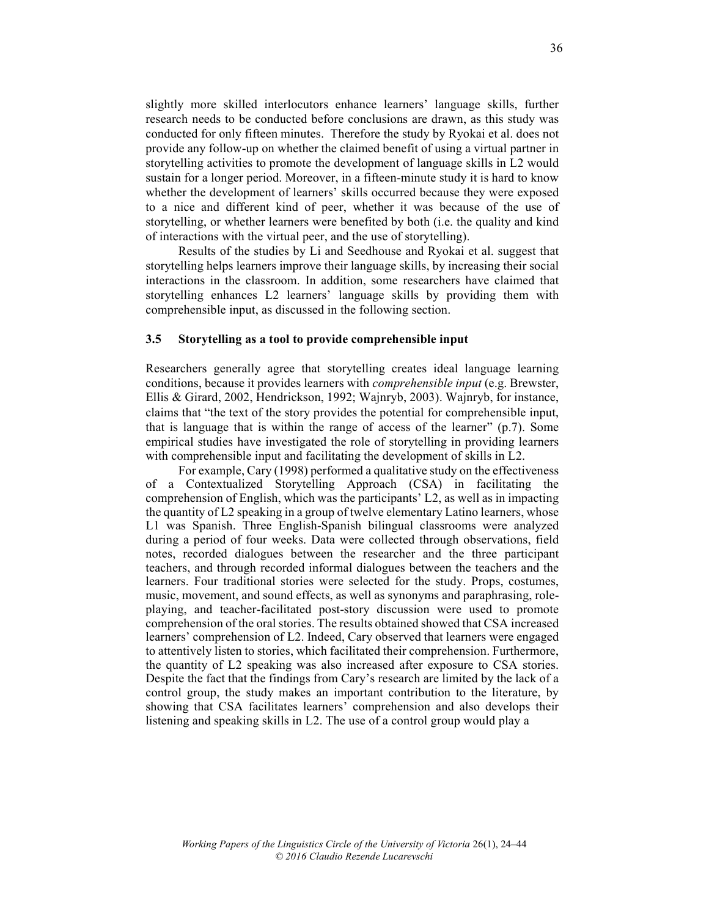slightly more skilled interlocutors enhance learners' language skills, further research needs to be conducted before conclusions are drawn, as this study was conducted for only fifteen minutes. Therefore the study by Ryokai et al. does not provide any follow-up on whether the claimed benefit of using a virtual partner in storytelling activities to promote the development of language skills in L2 would sustain for a longer period. Moreover, in a fifteen-minute study it is hard to know whether the development of learners' skills occurred because they were exposed to a nice and different kind of peer, whether it was because of the use of storytelling, or whether learners were benefited by both (i.e. the quality and kind of interactions with the virtual peer, and the use of storytelling).

Results of the studies by Li and Seedhouse and Ryokai et al. suggest that storytelling helps learners improve their language skills, by increasing their social interactions in the classroom. In addition, some researchers have claimed that storytelling enhances L2 learners' language skills by providing them with comprehensible input, as discussed in the following section.

### 3.5 Storytelling as a tool to provide comprehensible input

Researchers generally agree that storytelling creates ideal language learning conditions, because it provides learners with *comprehensible input* (e.g. Brewster, Ellis & Girard, 2002, Hendrickson, 1992; Wajnryb, 2003). Wajnryb, for instance, claims that "the text of the story provides the potential for comprehensible input, that is language that is within the range of access of the learner" (p.7). Some empirical studies have investigated the role of storytelling in providing learners with comprehensible input and facilitating the development of skills in L2.

For example, Cary (1998) performed a qualitative study on the effectiveness of a Contextualized Storytelling Approach (CSA) in facilitating the comprehension of English, which was the participants' L2, as well as in impacting the quantity of L2 speaking in a group of twelve elementary Latino learners, whose L1 was Spanish. Three English-Spanish bilingual classrooms were analyzed during a period of four weeks. Data were collected through observations, field notes, recorded dialogues between the researcher and the three participant teachers, and through recorded informal dialogues between the teachers and the learners. Four traditional stories were selected for the study. Props, costumes, music, movement, and sound effects, as well as synonyms and paraphrasing, role-playing, and teacher-facilitated post-story discussion were used to promote comprehension of the oral stories. The results obtained showed that CSA increased learners' comprehension of L2. Indeed, Cary observed that learners were engaged to attentively listen to stories, which facilitated their comprehension. Furthermore, the quantity of L2 speaking was also increased after exposure to CSA stories. Despite the fact that the findings from Cary's research are limited by the lack of a control group, the study makes an important contribution to the literature, by showing that CSA facilitates learners' comprehension and also develops their listening and speaking skills in L2. The use of a control group would play a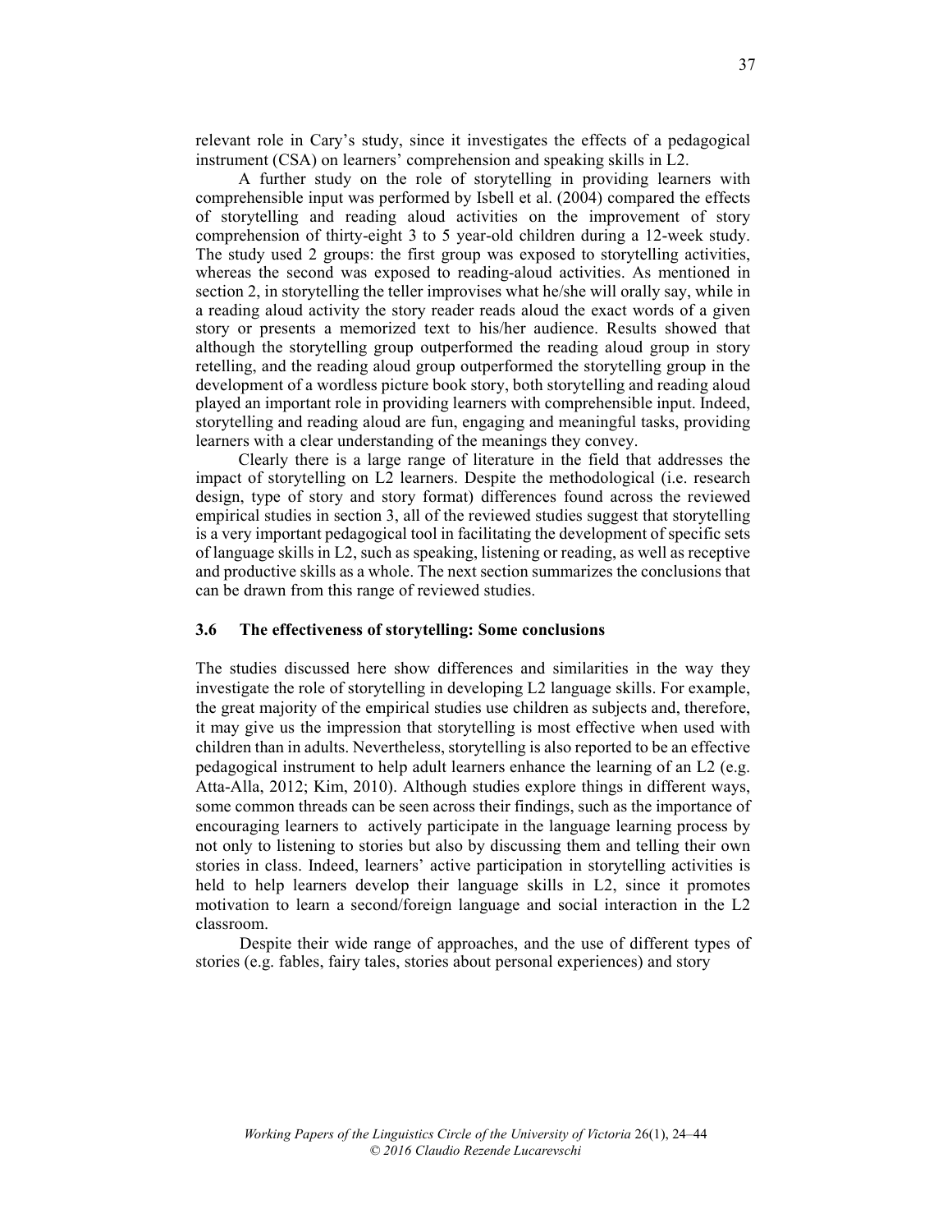relevant role in Cary's study, since it investigates the effects of a pedagogical instrument (CSA) on learners' comprehension and speaking skills in L2.

A further study on the role of storytelling in providing learners with comprehensible input was performed by Isbell et al. (2004) compared the effects of storytelling and reading aloud activities on the improvement of story comprehension of thirty-eight 3 to 5 year-old children during a 12-week study. The study used 2 groups: the first group was exposed to storytelling activities, whereas the second was exposed to reading-aloud activities. As mentioned in section 2, in storytelling the teller improvises what he/she will orally say, while in a reading aloud activity the story reader reads aloud the exact words of a given story or presents a memorized text to his/her audience. Results showed that although the storytelling group outperformed the reading aloud group in story retelling, and the reading aloud group outperformed the storytelling group in the development of a wordless picture book story, both storytelling and reading aloud played an important role in providing learners with comprehensible input. Indeed, storytelling and reading aloud are fun, engaging and meaningful tasks, providing learners with a clear understanding of the meanings they convey.

Clearly there is a large range of literature in the field that addresses the impact of storytelling on L2 learners. Despite the methodological (i.e. research design, type of story and story format) differences found across the reviewed empirical studies in section 3, all of the reviewed studies suggest that storytelling is a very important pedagogical tool in facilitating the development of specific sets of language skills in L2, such as speaking, listening or reading, as well as receptive and productive skills as a whole. The next section summarizes the conclusions that can be drawn from this range of reviewed studies.

### 3.6 The effectiveness of storytelling: Some conclusions

The studies discussed here show differences and similarities in the way they investigate the role of storytelling in developing L2 language skills. For example, the great majority of the empirical studies use children as subjects and, therefore, it may give us the impression that storytelling is most effective when used with children than in adults. Nevertheless, storytelling is also reported to be an effective pedagogical instrument to help adult learners enhance the learning of an L2 (e.g. Atta-Alla, 2012; Kim, 2010). Although studies explore things in different ways, some common threads can be seen across their findings, such as the importance of encouraging learners to actively participate in the language learning process by not only to listening to stories but also by discussing them and telling their own stories in class. Indeed, learners' active participation in storytelling activities is held to help learners develop their language skills in L2, since it promotes motivation to learn a second/foreign language and social interaction in the L2 classroom.

Despite their wide range of approaches, and the use of different types of stories (e.g. fables, fairy tales, stories about personal experiences) and story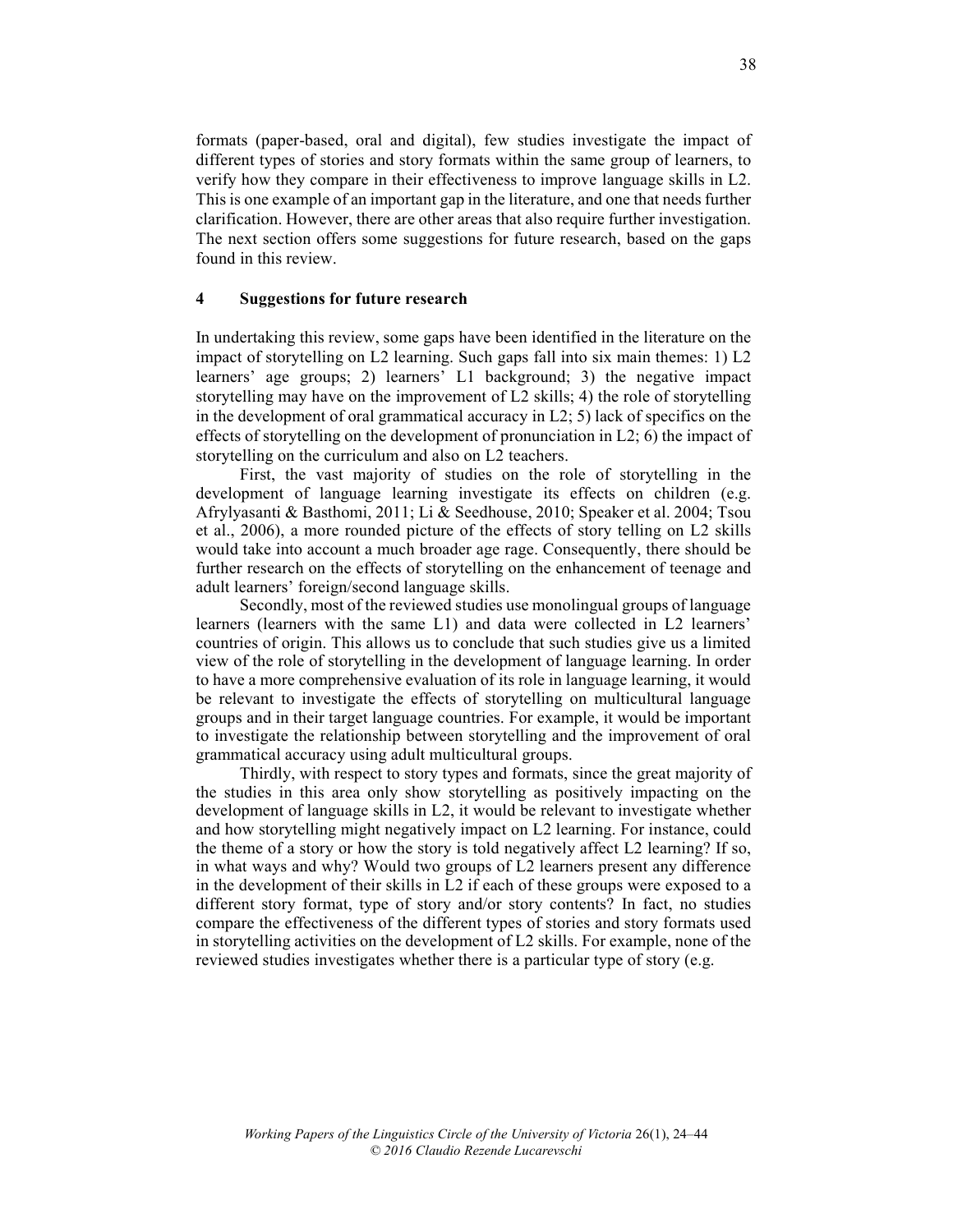formats (paper-based, oral and digital), few studies investigate the impact of different types of stories and story formats within the same group of learners, to verify how they compare in their effectiveness to improve language skills in L2. This is one example of an important gap in the literature, and one that needs further clarification. However, there are other areas that also require further investigation. The next section offers some suggestions for future research, based on the gaps found in this review.

## 4 Suggestions for future research

In undertaking this review, some gaps have been identified in the literature on the impact of storytelling on L2 learning. Such gaps fall into six main themes: 1) L2 learners' age groups; 2) learners' L1 background; 3) the negative impact storytelling may have on the improvement of L2 skills; 4) the role of storytelling in the development of oral grammatical accuracy in L2; 5) lack of specifics on the effects of storytelling on the development of pronunciation in L2; 6) the impact of storytelling on the curriculum and also on L2 teachers.

First, the vast majority of studies on the role of storytelling in the development of language learning investigate its effects on children (e.g. Afrylyasanti & Basthomi, 2011; Li & Seedhouse, 2010; Speaker et al. 2004; Tsou et al., 2006), a more rounded picture of the effects of story telling on L2 skills would take into account a much broader age rage. Consequently, there should be further research on the effects of storytelling on the enhancement of teenage and adult learners' foreign/second language skills.

Secondly, most of the reviewed studies use monolingual groups of language learners (learners with the same L1) and data were collected in L2 learners' countries of origin. This allows us to conclude that such studies give us a limited view of the role of storytelling in the development of language learning. In order to have a more comprehensive evaluation of its role in language learning, it would be relevant to investigate the effects of storytelling on multicultural language groups and in their target language countries. For example, it would be important to investigate the relationship between storytelling and the improvement of oral grammatical accuracy using adult multicultural groups.

Thirdly, with respect to story types and formats, since the great majority of the studies in this area only show storytelling as positively impacting on the development of language skills in L2, it would be relevant to investigate whether and how storytelling might negatively impact on L2 learning. For instance, could the theme of a story or how the story is told negatively affect L2 learning? If so, in what ways and why? Would two groups of L2 learners present any difference in the development of their skills in L2 if each of these groups were exposed to a different story format, type of story and/or story contents? In fact, no studies compare the effectiveness of the different types of stories and story formats used in storytelling activities on the development of L2 skills. For example, none of the reviewed studies investigates whether there is a particular type of story (e.g.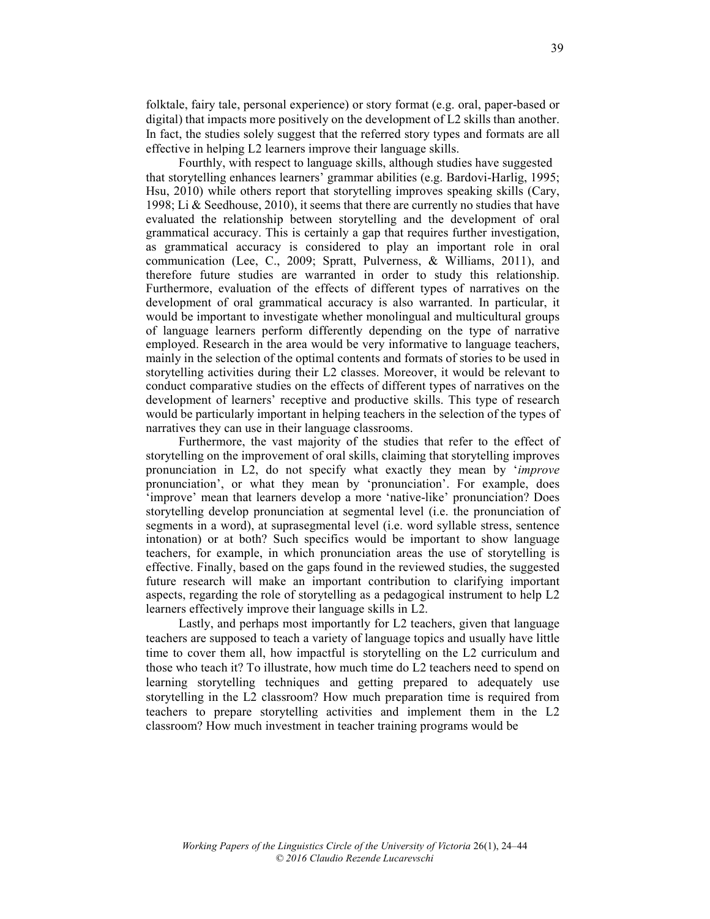folktale, fairy tale, personal experience) or story format (e.g. oral, paper-based or digital) that impacts more positively on the development of L2 skills than another. In fact, the studies solely suggest that the referred story types and formats are all effective in helping L2 learners improve their language skills.

Fourthly, with respect to language skills, although studies have suggested that storytelling enhances learners' grammar abilities (e.g. Bardovi-Harlig, 1995; Hsu, 2010) while others report that storytelling improves speaking skills (Cary, 1998; Li & Seedhouse, 2010), it seems that there are currently no studies that have evaluated the relationship between storytelling and the development of oral grammatical accuracy. This is certainly a gap that requires further investigation, as grammatical accuracy is considered to play an important role in oral communication (Lee, C., 2009; Spratt, Pulverness, & Williams, 2011), and therefore future studies are warranted in order to study this relationship. Furthermore, evaluation of the effects of different types of narratives on the development of oral grammatical accuracy is also warranted. In particular, it would be important to investigate whether monolingual and multicultural groups of language learners perform differently depending on the type of narrative employed. Research in the area would be very informative to language teachers, mainly in the selection of the optimal contents and formats of stories to be used in storytelling activities during their L2 classes. Moreover, it would be relevant to conduct comparative studies on the effects of different types of narratives on the development of learners' receptive and productive skills. This type of research would be particularly important in helping teachers in the selection of the types of narratives they can use in their language classrooms.

Furthermore, the vast majority of the studies that refer to the effect of storytelling on the improvement of oral skills, claiming that storytelling improves pronunciation in L2, do not specify what exactly they mean by '*improve* pronunciation', or what they mean by 'pronunciation'. For example, does 'improve' mean that learners develop a more 'native-like' pronunciation? Does storytelling develop pronunciation at segmental level (i.e. the pronunciation of segments in a word), at suprasegmental level (i.e. word syllable stress, sentence intonation) or at both? Such specifics would be important to show language teachers, for example, in which pronunciation areas the use of storytelling is effective. Finally, based on the gaps found in the reviewed studies, the suggested future research will make an important contribution to clarifying important aspects, regarding the role of storytelling as a pedagogical instrument to help L2 learners effectively improve their language skills in L2.

Lastly, and perhaps most importantly for L2 teachers, given that language teachers are supposed to teach a variety of language topics and usually have little time to cover them all, how impactful is storytelling on the L2 curriculum and those who teach it? To illustrate, how much time do L2 teachers need to spend on learning storytelling techniques and getting prepared to adequately use storytelling in the L2 classroom? How much preparation time is required from teachers to prepare storytelling activities and implement them in the L2 classroom? How much investment in teacher training programs would be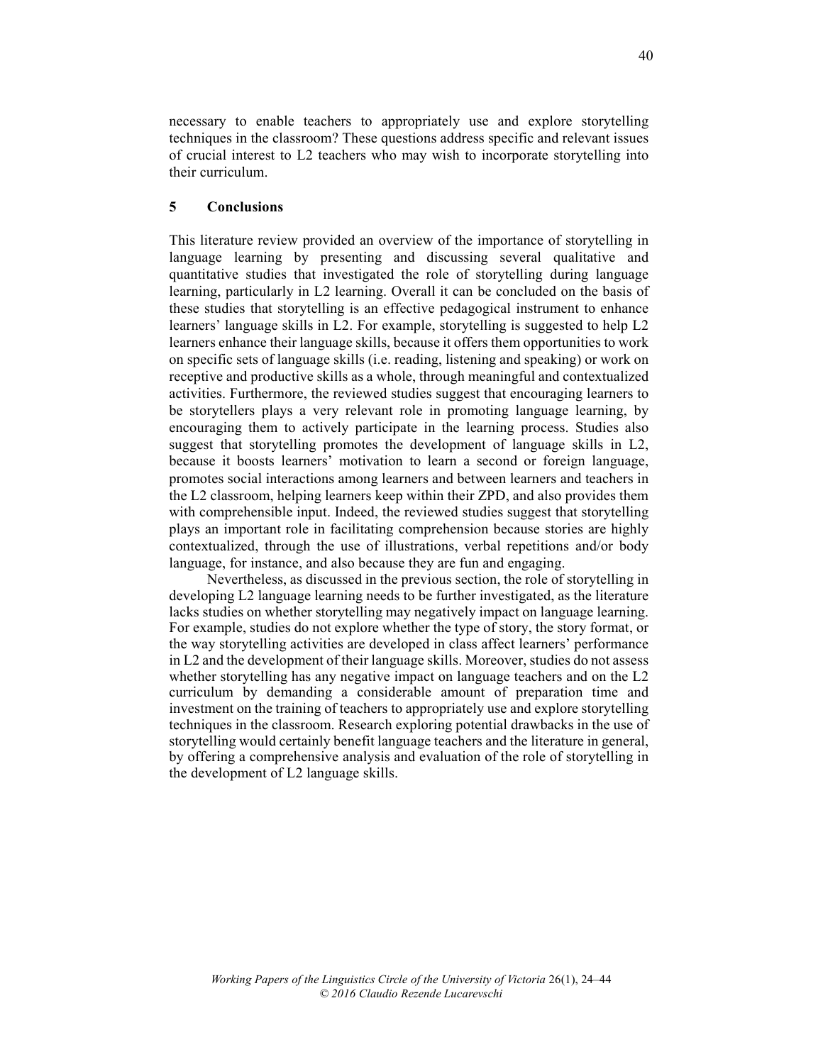necessary to enable teachers to appropriately use and explore storytelling techniques in the classroom? These questions address specific and relevant issues of crucial interest to L2 teachers who may wish to incorporate storytelling into their curriculum.

## 5 Conclusions

This literature review provided an overview of the importance of storytelling in language learning by presenting and discussing several qualitative and quantitative studies that investigated the role of storytelling during language learning, particularly in L2 learning. Overall it can be concluded on the basis of these studies that storytelling is an effective pedagogical instrument to enhance learners' language skills in L2. For example, storytelling is suggested to help L2 learners enhance their language skills, because it offers them opportunities to work on specific sets of language skills (i.e. reading, listening and speaking) or work on receptive and productive skills as a whole, through meaningful and contextualized activities. Furthermore, the reviewed studies suggest that encouraging learners to be storytellers plays a very relevant role in promoting language learning, by encouraging them to actively participate in the learning process. Studies also suggest that storytelling promotes the development of language skills in L2, because it boosts learners' motivation to learn a second or foreign language, promotes social interactions among learners and between learners and teachers in the L2 classroom, helping learners keep within their ZPD, and also provides them with comprehensible input. Indeed, the reviewed studies suggest that storytelling plays an important role in facilitating comprehension because stories are highly contextualized, through the use of illustrations, verbal repetitions and/or body language, for instance, and also because they are fun and engaging.

Nevertheless, as discussed in the previous section, the role of storytelling in developing L2 language learning needs to be further investigated, as the literature lacks studies on whether storytelling may negatively impact on language learning. For example, studies do not explore whether the type of story, the story format, or the way storytelling activities are developed in class affect learners' performance in L2 and the development of their language skills. Moreover, studies do not assess whether storytelling has any negative impact on language teachers and on the L2 curriculum by demanding a considerable amount of preparation time and investment on the training of teachers to appropriately use and explore storytelling techniques in the classroom. Research exploring potential drawbacks in the use of storytelling would certainly benefit language teachers and the literature in general, by offering a comprehensive analysis and evaluation of the role of storytelling in the development of L2 language skills.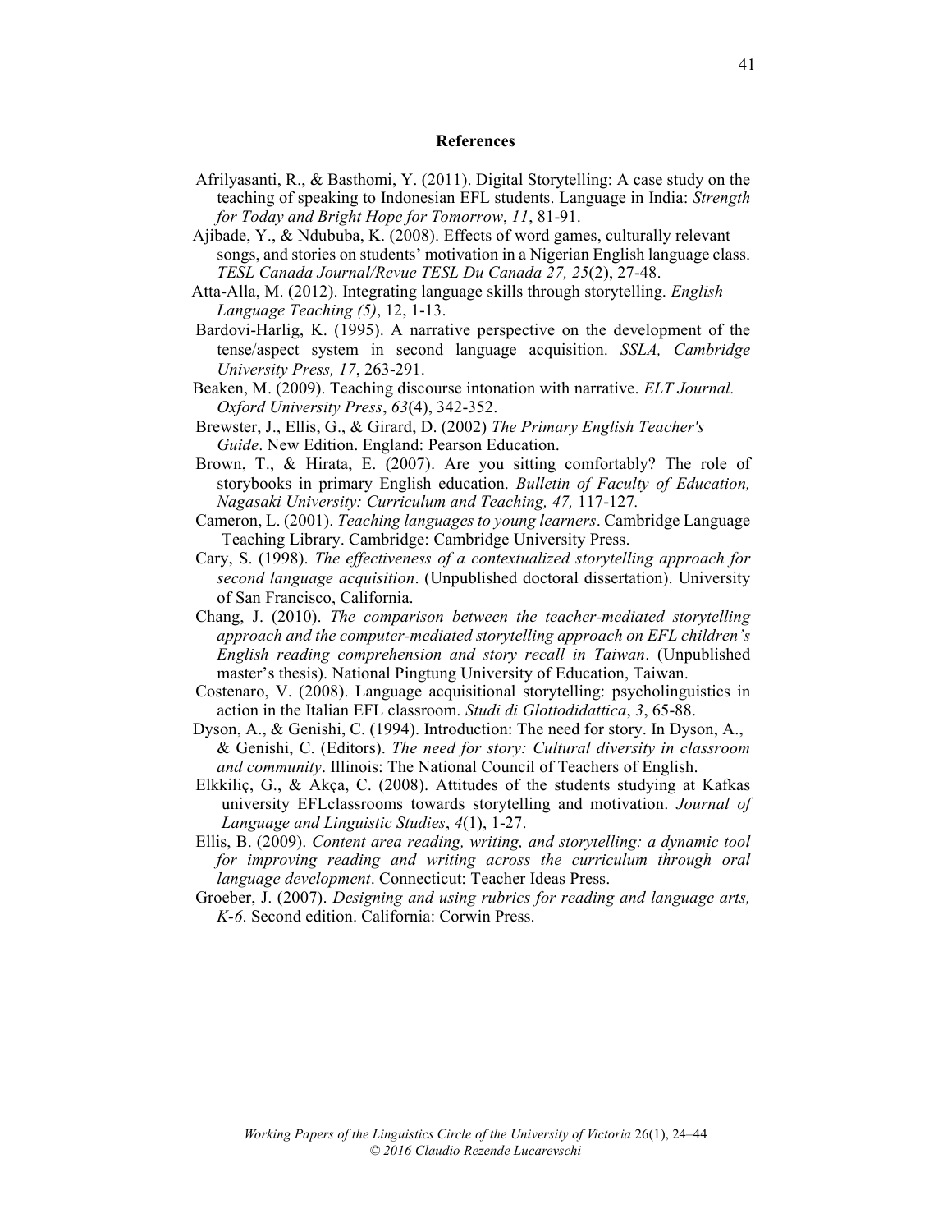## References

Afrilyasanti, R., & Basthomi, Y. (2011). Digital Storytelling: A case study on the teaching of speaking to Indonesian EFL students. Language in India: *Strength for Today and Bright Hope for Tomorrow*, *11*, 81-91.

Ajibade, Y., & Ndububa, K. (2008). Effects of word games, culturally relevant songs, and stories on students' motivation in a Nigerian English language class. *TESL Canada Journal/Revue TESL Du Canada 27, 25*(2), 27-48.

Atta-Alla, M. (2012). Integrating language skills through storytelling. *English Language Teaching (5)*, 12, 1-13.

Bardovi-Harlig, K. (1995). A narrative perspective on the development of the tense/aspect system in second language acquisition. *SSLA, Cambridge University Press, 17*, 263-291.

Beaken, M. (2009). Teaching discourse intonation with narrative. *ELT Journal. Oxford University Press*, *63*(4), 342-352.

Brewster, J., Ellis, G., & Girard, D. (2002) *The Primary English Teacher's Guide*. New Edition. England: Pearson Education.

Brown, T., & Hirata, E. (2007). Are you sitting comfortably? The role of storybooks in primary English education. *Bulletin of Faculty of Education, Nagasaki University: Curriculum and Teaching, 47,* 117-127.

Cameron, L. (2001). *Teaching languages to young learners*. Cambridge Language Teaching Library. Cambridge: Cambridge University Press.

Cary, S. (1998). *The effectiveness of a contextualized storytelling approach for second language acquisition*. (Unpublished doctoral dissertation). University of San Francisco, California.

Chang, J. (2010). *The comparison between the teacher-mediated storytelling approach and the computer-mediated storytelling approach on EFL children's English reading comprehension and story recall in Taiwan*. (Unpublished master's thesis). National Pingtung University of Education, Taiwan.

Costenaro, V. (2008). Language acquisitional storytelling: psycholinguistics in action in the Italian EFL classroom. *Studi di Glottodidattica*, *3*, 65-88.

Dyson, A., & Genishi, C. (1994). Introduction: The need for story. In Dyson, A., & Genishi, C. (Editors). *The need for story: Cultural diversity in classroom and community*. Illinois: The National Council of Teachers of English.

Elkkiliç, G., & Akça, C. (2008). Attitudes of the students studying at Kafkas university EFLclassrooms towards storytelling and motivation. *Journal of Language and Linguistic Studies*, *4*(1), 1-27.

Ellis, B. (2009). *Content area reading, writing, and storytelling: a dynamic tool for improving reading and writing across the curriculum through oral language development*. Connecticut: Teacher Ideas Press.

Groeber, J. (2007). *Designing and using rubrics for reading and language arts, K-6*. Second edition. California: Corwin Press.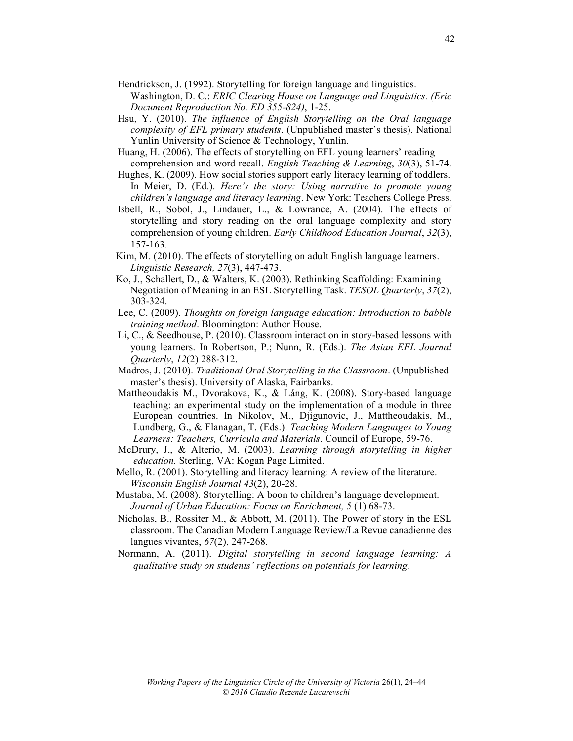Hendrickson, J. (1992). Storytelling for foreign language and linguistics. Washington, D. C.: *ERIC Clearing House on Language and Linguistics. (Eric Document Reproduction No. ED 355-824)*, 1-25.

Hsu, Y. (2010). *The influence of English Storytelling on the Oral language complexity of EFL primary students*. (Unpublished master's thesis). National Yunlin University of Science & Technology, Yunlin.

Huang, H. (2006). The effects of storytelling on EFL young learners' reading comprehension and word recall. *English Teaching & Learning*, *30*(3), 51-74.

Hughes, K. (2009). How social stories support early literacy learning of toddlers. In Meier, D. (Ed.). *Here's the story: Using narrative to promote young children's language and literacy learning*. New York: Teachers College Press.

Isbell, R., Sobol, J., Lindauer, L., & Lowrance, A. (2004). The effects of storytelling and story reading on the oral language complexity and story comprehension of young children. *Early Childhood Education Journal*, *32*(3), 157-163.

Kim, M. (2010). The effects of storytelling on adult English language learners. *Linguistic Research, 27*(3), 447-473.

Ko, J., Schallert, D., & Walters, K. (2003). Rethinking Scaffolding: Examining Negotiation of Meaning in an ESL Storytelling Task. *TESOL Quarterly*, *37*(2), 303-324.

Lee, C. (2009). *Thoughts on foreign language education: Introduction to babble training method*. Bloomington: Author House.

Li, C., & Seedhouse, P. (2010). Classroom interaction in story-based lessons with young learners. In Robertson, P.; Nunn, R. (Eds.). *The Asian EFL Journal Quarterly*, *12*(2) 288-312.

Madros, J. (2010). *Traditional Oral Storytelling in the Classroom*. (Unpublished master's thesis). University of Alaska, Fairbanks.

Mattheoudakis M., Dvorakova, K., & Láng, K. (2008). Story-based language teaching: an experimental study on the implementation of a module in three European countries. In Nikolov, M., Djigunovic, J., Mattheoudakis, M., Lundberg, G., & Flanagan, T. (Eds.). *Teaching Modern Languages to Young Learners: Teachers, Curricula and Materials*. Council of Europe, 59-76.

McDrury, J., & Alterio, M. (2003). *Learning through storytelling in higher education.* Sterling, VA: Kogan Page Limited.

Mello, R. (2001). Storytelling and literacy learning: A review of the literature. *Wisconsin English Journal 43*(2), 20-28.

Mustaba, M. (2008). Storytelling: A boon to children's language development. *Journal of Urban Education: Focus on Enrichment, 5* (1) 68-73.

Nicholas, B., Rossiter M., & Abbott, M. (2011). The Power of story in the ESL classroom. The Canadian Modern Language Review/La Revue canadienne des langues vivantes, *67*(2), 247-268.

Normann, A. (2011). *Digital storytelling in second language learning: A qualitative study on students' reflections on potentials for learning*.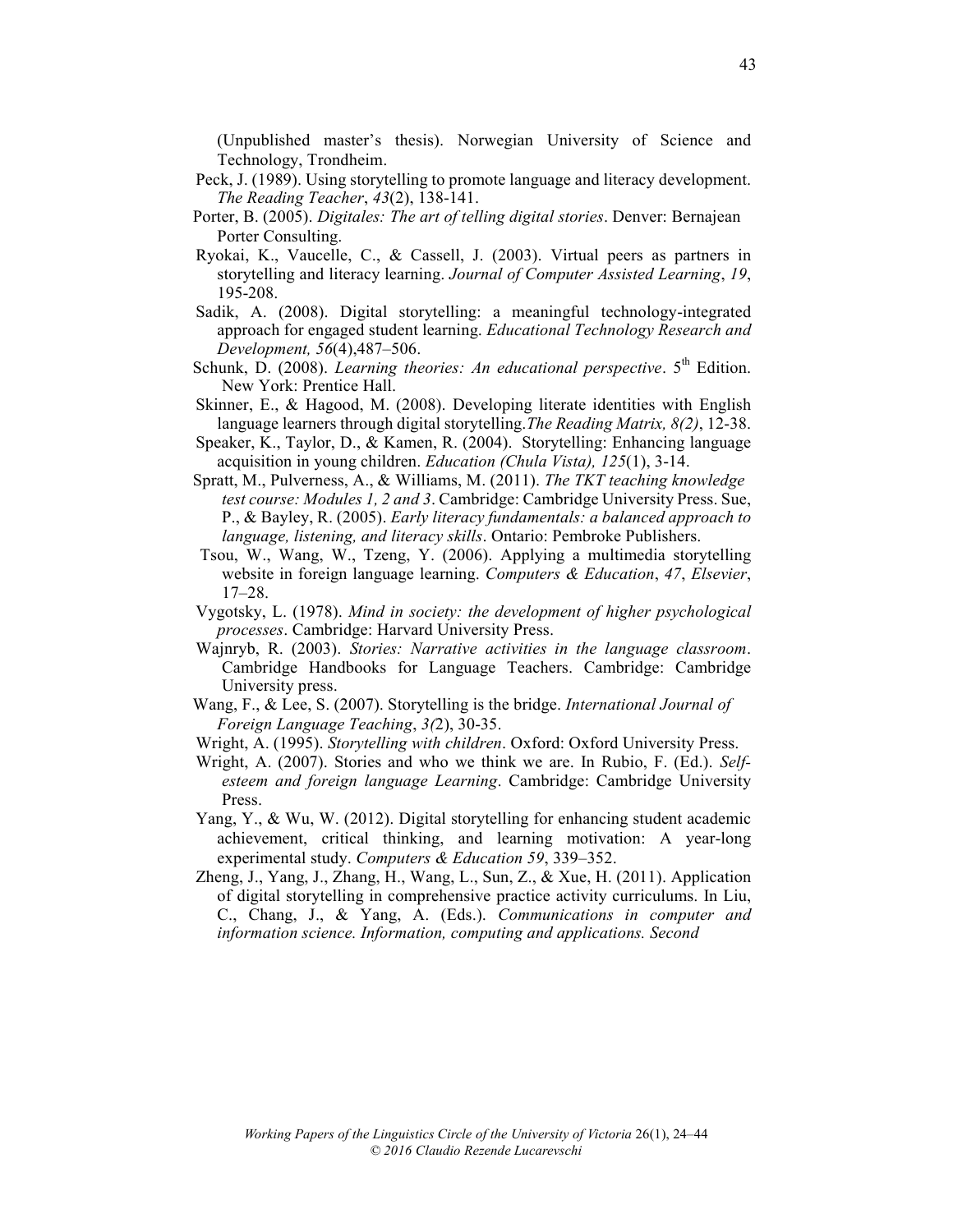(Unpublished master's thesis). Norwegian University of Science and Technology, Trondheim.

Peck, J. (1989). Using storytelling to promote language and literacy development. *The Reading Teacher*, *43*(2), 138-141.

Porter, B. (2005). *Digitales: The art of telling digital stories*. Denver: Bernajean Porter Consulting.

Ryokai, K., Vaucelle, C., & Cassell, J. (2003). Virtual peers as partners in storytelling and literacy learning. *Journal of Computer Assisted Learning*, *19*, 195-208.

Sadik, A. (2008). Digital storytelling: a meaningful technology-integrated approach for engaged student learning. *Educational Technology Research and Development, 56*(4),487–506.

Schunk, D. (2008). *Learning theories: An educational perspective*. 5th Edition. New York: Prentice Hall.

Skinner, E., & Hagood, M. (2008). Developing literate identities with English language learners through digital storytelling.*The Reading Matrix, 8(2)*, 12-38.

Speaker, K., Taylor, D., & Kamen, R. (2004). Storytelling: Enhancing language acquisition in young children. *Education (Chula Vista), 125*(1), 3-14.

Spratt, M., Pulverness, A., & Williams, M. (2011). *The TKT teaching knowledge test course: Modules 1, 2 and 3*. Cambridge: Cambridge University Press. Sue, P., & Bayley, R. (2005). *Early literacy fundamentals: a balanced approach to language, listening, and literacy skills*. Ontario: Pembroke Publishers.

Tsou, W., Wang, W., Tzeng, Y. (2006). Applying a multimedia storytelling website in foreign language learning. *Computers & Education*, *47*, *Elsevier*, 17–28.

Vygotsky, L. (1978). *Mind in society: the development of higher psychological processes*. Cambridge: Harvard University Press.

Wajnryb, R. (2003). *Stories: Narrative activities in the language classroom*. Cambridge Handbooks for Language Teachers. Cambridge: Cambridge University press.

Wang, F., & Lee, S. (2007). Storytelling is the bridge. *International Journal of Foreign Language Teaching*, *3(*2), 30-35.

Wright, A. (1995). *Storytelling with children*. Oxford: Oxford University Press.

Wright, A. (2007). Stories and who we think we are. In Rubio, F. (Ed.). *Self-esteem and foreign language Learning*. Cambridge: Cambridge University Press.

Yang, Y., & Wu, W. (2012). Digital storytelling for enhancing student academic achievement, critical thinking, and learning motivation: A year-long experimental study. *Computers & Education 59*, 339–352.

Zheng, J., Yang, J., Zhang, H., Wang, L., Sun, Z., & Xue, H. (2011). Application of digital storytelling in comprehensive practice activity curriculums. In Liu, C., Chang, J., & Yang, A. (Eds.). *Communications in computer and information science. Information, computing and applications. Second*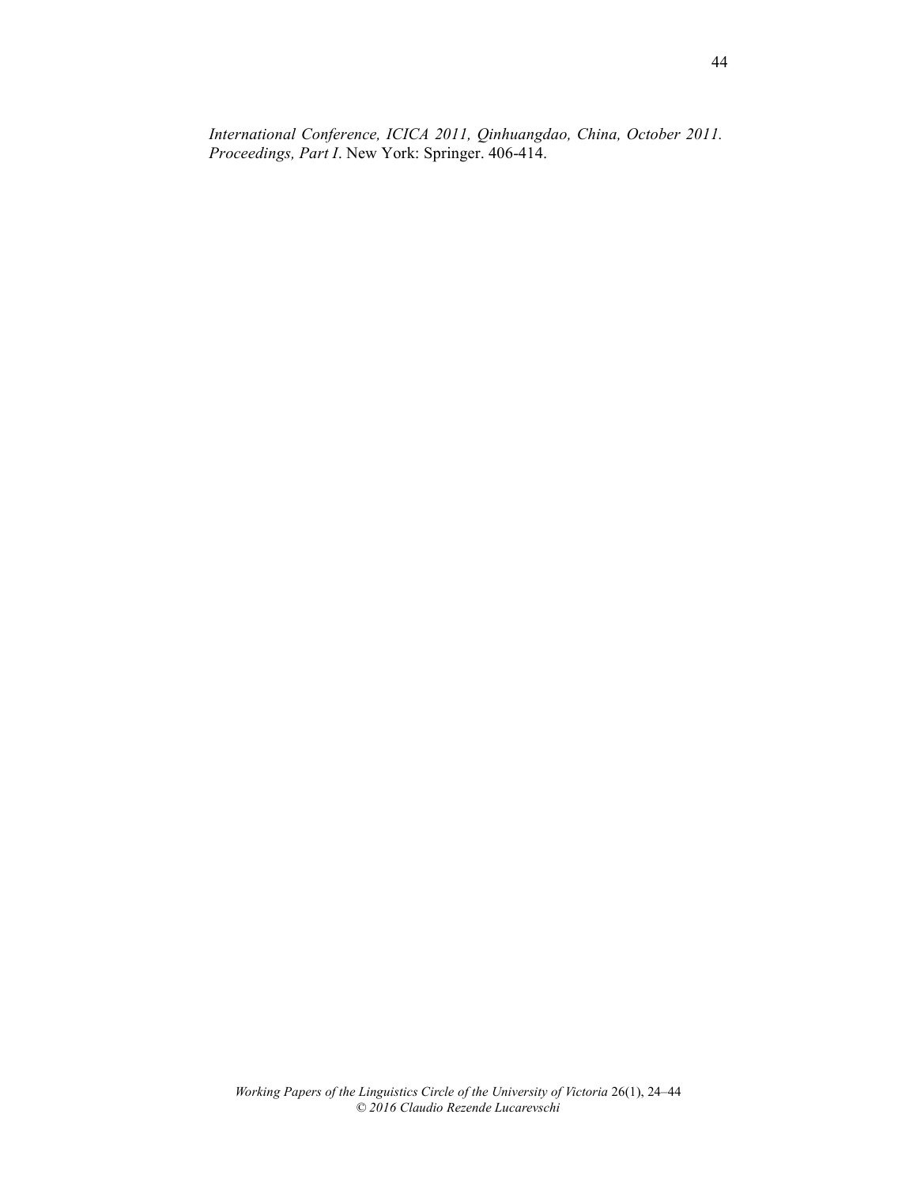*International Conference, ICICA 2011, Qinhuangdao, China, October 2011. Proceedings, Part I*. New York: Springer. 406-414.